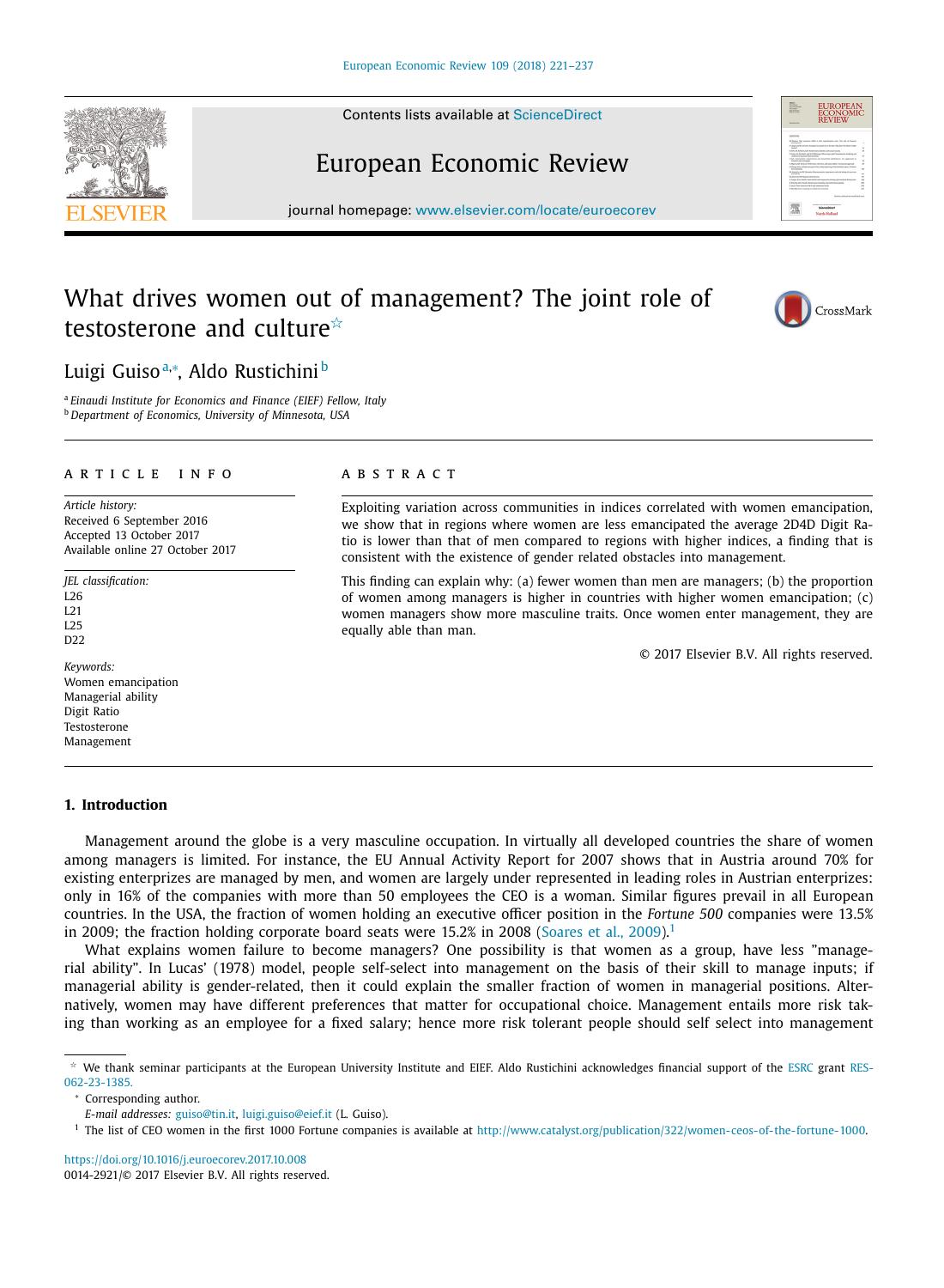# What drives women out of management? The joint role of testosterone and culture[☆]

Luigi Guiso[a,*], Aldo Rustichini[b]

[a] *Einaudi Institute for Economics and Finance (EIEF) Fellow, Italy*
[b] *Department of Economics, University of Minnesota, USA*

## ARTICLE INFO

*Article history:*
Received 6 September 2016
Accepted 13 October 2017
Available online 27 October 2017

*JEL classification:*
L26
L21
L25
D22

*Keywords:*
Women emancipation
Managerial ability
Digit Ratio
Testosterone
Management

## ABSTRACT

Exploiting variation across communities in indices correlated with women emancipation, we show that in regions where women are less emancipated the average 2D4D Digit Ratio is lower than that of men compared to regions with higher indices, a finding that is consistent with the existence of gender related obstacles into management.

This finding can explain why: (a) fewer women than men are managers; (b) the proportion of women among managers is higher in countries with higher women emancipation; (c) women managers show more masculine traits. Once women enter management, they are equally able than man.

© 2017 Elsevier B.V. All rights reserved.

## 1. Introduction

Management around the globe is a very masculine occupation. In virtually all developed countries the share of women among managers is limited. For instance, the EU Annual Activity Report for 2007 shows that in Austria around 70% for existing enterprizes are managed by men, and women are largely under represented in leading roles in Austrian enterprizes: only in 16% of the companies with more than 50 employees the CEO is a woman. Similar figures prevail in all European countries. In the USA, the fraction of women holding an executive officer position in the *Fortune 500* companies were 13.5% in 2009; the fraction holding corporate board seats were 15.2% in 2008 (Soares et al., 2009).[1]

What explains women failure to become managers? One possibility is that women as a group, have less "managerial ability". In Lucas' (1978) model, people self-select into management on the basis of their skill to manage inputs; if managerial ability is gender-related, then it could explain the smaller fraction of women in managerial positions. Alternatively, women may have different preferences that matter for occupational choice. Management entails more risk taking than working as an employee for a fixed salary; hence more risk tolerant people should self select into management

---

☆ We thank seminar participants at the European University Institute and EIEF. Aldo Rustichini acknowledges financial support of the ESRC grant RES-062-23-1385.

\* Corresponding author.
*E-mail addresses:* guiso@tin.it, luigi.guiso@eief.it (L. Guiso).

[1] The list of CEO women in the first 1000 Fortune companies is available at http://www.catalyst.org/publication/322/women-ceos-of-the-fortune-1000.

https://doi.org/10.1016/j.euroecorev.2017.10.008
0014-2921/© 2017 Elsevier B.V. All rights reserved.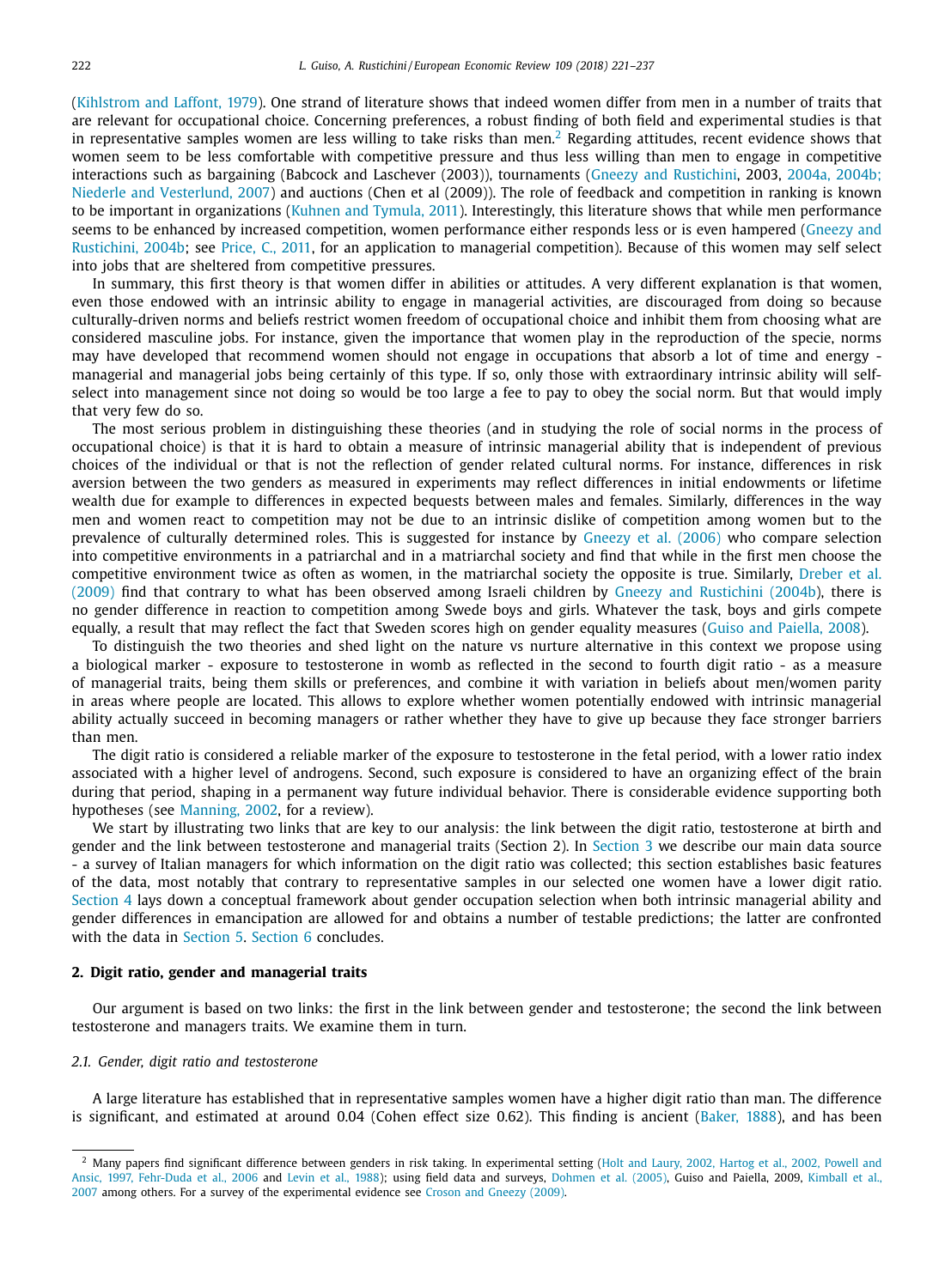(Kihlstrom and Laffont, 1979). One strand of literature shows that indeed women differ from men in a number of traits that are relevant for occupational choice. Concerning preferences, a robust finding of both field and experimental studies is that in representative samples women are less willing to take risks than men.[2] Regarding attitudes, recent evidence shows that women seem to be less comfortable with competitive pressure and thus less willing than men to engage in competitive interactions such as bargaining (Babcock and Laschever (2003)), tournaments (Gneezy and Rustichini, 2003, 2004a, 2004b; Niederle and Vesterlund, 2007) and auctions (Chen et al (2009)). The role of feedback and competition in ranking is known to be important in organizations (Kuhnen and Tymula, 2011). Interestingly, this literature shows that while men performance seems to be enhanced by increased competition, women performance either responds less or is even hampered (Gneezy and Rustichini, 2004b; see Price, C., 2011, for an application to managerial competition). Because of this women may self select into jobs that are sheltered from competitive pressures.

In summary, this first theory is that women differ in abilities or attitudes. A very different explanation is that women, even those endowed with an intrinsic ability to engage in managerial activities, are discouraged from doing so because culturally-driven norms and beliefs restrict women freedom of occupational choice and inhibit them from choosing what are considered masculine jobs. For instance, given the importance that women play in the reproduction of the specie, norms may have developed that recommend women should not engage in occupations that absorb a lot of time and energy - managerial and managerial jobs being certainly of this type. If so, only those with extraordinary intrinsic ability will self-select into management since not doing so would be too large a fee to pay to obey the social norm. But that would imply that very few do so.

The most serious problem in distinguishing these theories (and in studying the role of social norms in the process of occupational choice) is that it is hard to obtain a measure of intrinsic managerial ability that is independent of previous choices of the individual or that is not the reflection of gender related cultural norms. For instance, differences in risk aversion between the two genders as measured in experiments may reflect differences in initial endowments or lifetime wealth due for example to differences in expected bequests between males and females. Similarly, differences in the way men and women react to competition may not be due to an intrinsic dislike of competition among women but to the prevalence of culturally determined roles. This is suggested for instance by Gneezy et al. (2006) who compare selection into competitive environments in a patriarchal and in a matriarchal society and find that while in the first men choose the competitive environment twice as often as women, in the matriarchal society the opposite is true. Similarly, Dreber et al. (2009) find that contrary to what has been observed among Israeli children by Gneezy and Rustichini (2004b), there is no gender difference in reaction to competition among Swede boys and girls. Whatever the task, boys and girls compete equally, a result that may reflect the fact that Sweden scores high on gender equality measures (Guiso and Paiella, 2008).

To distinguish the two theories and shed light on the nature vs nurture alternative in this context we propose using a biological marker - exposure to testosterone in womb as reflected in the second to fourth digit ratio - as a measure of managerial traits, being them skills or preferences, and combine it with variation in beliefs about men/women parity in areas where people are located. This allows to explore whether women potentially endowed with intrinsic managerial ability actually succeed in becoming managers or rather whether they have to give up because they face stronger barriers than men.

The digit ratio is considered a reliable marker of the exposure to testosterone in the fetal period, with a lower ratio index associated with a higher level of androgens. Second, such exposure is considered to have an organizing effect of the brain during that period, shaping in a permanent way future individual behavior. There is considerable evidence supporting both hypotheses (see Manning, 2002, for a review).

We start by illustrating two links that are key to our analysis: the link between the digit ratio, testosterone at birth and gender and the link between testosterone and managerial traits (Section 2). In Section 3 we describe our main data source - a survey of Italian managers for which information on the digit ratio was collected; this section establishes basic features of the data, most notably that contrary to representative samples in our selected one women have a lower digit ratio. Section 4 lays down a conceptual framework about gender occupation selection when both intrinsic managerial ability and gender differences in emancipation are allowed for and obtains a number of testable predictions; the latter are confronted with the data in Section 5. Section 6 concludes.

## 2. Digit ratio, gender and managerial traits

Our argument is based on two links: the first in the link between gender and testosterone; the second the link between testosterone and managers traits. We examine them in turn.

### 2.1. Gender, digit ratio and testosterone

A large literature has established that in representative samples women have a higher digit ratio than man. The difference is significant, and estimated at around 0.04 (Cohen effect size 0.62). This finding is ancient (Baker, 1888), and has been

[2] Many papers find significant difference between genders in risk taking. In experimental setting (Holt and Laury, 2002, Hartog et al., 2002, Powell and Ansic, 1997, Fehr-Duda et al., 2006 and Levin et al., 1988); using field data and surveys, Dohmen et al. (2005), Guiso and Paiella, 2009, Kimball et al., 2007 among others. For a survey of the experimental evidence see Croson and Gneezy (2009).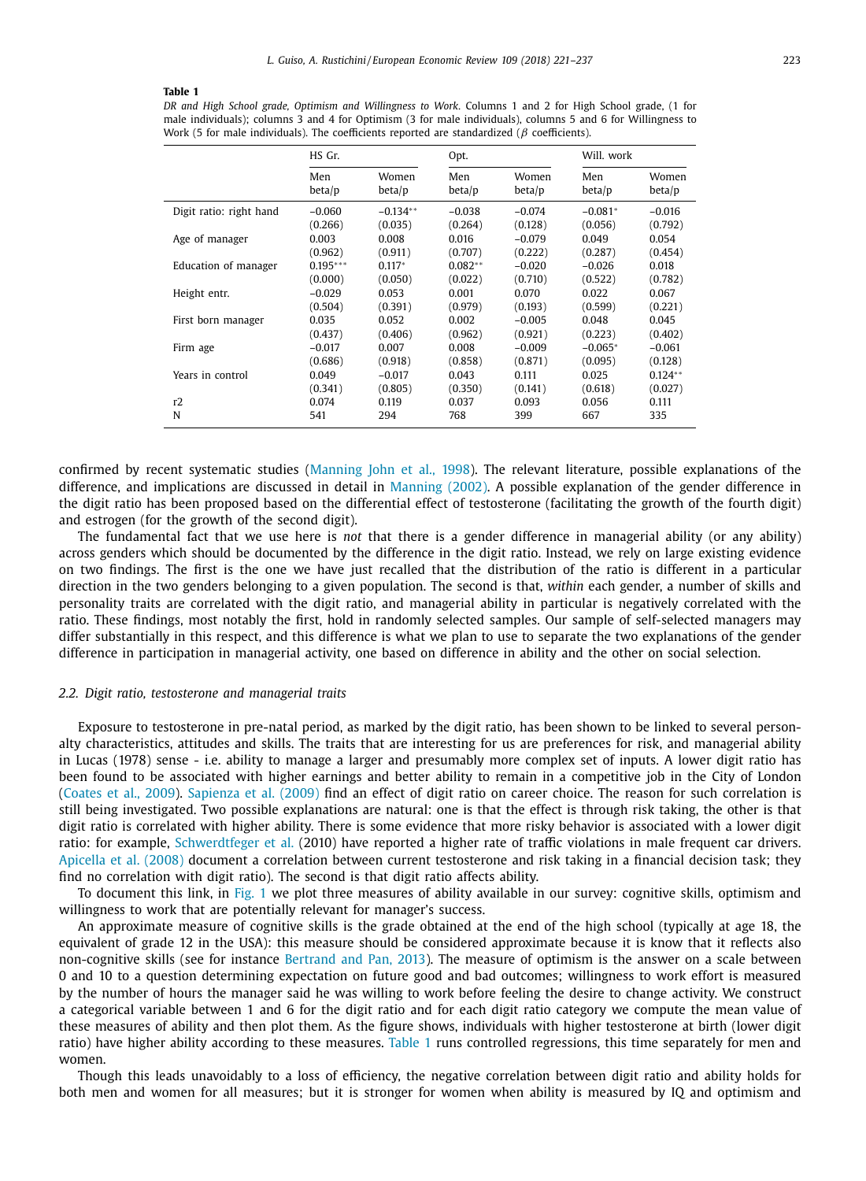**Table 1**

*DR and High School grade, Optimism and Willingness to Work*. Columns 1 and 2 for High School grade, (1 for male individuals); columns 3 and 4 for Optimism (3 for male individuals), columns 5 and 6 for Willingness to Work (5 for male individuals). The coefficients reported are standardized ($\beta$ coefficients).

| | HS Gr. | | Opt. | | Will. work | |
|---|---|---|---|---|---|---|
| | Men beta/p | Women beta/p | Men beta/p | Women beta/p | Men beta/p | Women beta/p |
| Digit ratio: right hand | −0.060 | −0.134** | −0.038 | −0.074 | −0.081* | −0.016 |
| | (0.266) | (0.035) | (0.264) | (0.128) | (0.056) | (0.792) |
| Age of manager | 0.003 | 0.008 | 0.016 | −0.079 | 0.049 | 0.054 |
| | (0.962) | (0.911) | (0.707) | (0.222) | (0.287) | (0.454) |
| Education of manager | 0.195*** | 0.117* | 0.082** | −0.020 | −0.026 | 0.018 |
| | (0.000) | (0.050) | (0.022) | (0.710) | (0.522) | (0.782) |
| Height entr. | −0.029 | 0.053 | 0.001 | 0.070 | 0.022 | 0.067 |
| | (0.504) | (0.391) | (0.979) | (0.193) | (0.599) | (0.221) |
| First born manager | 0.035 | 0.052 | 0.002 | −0.005 | 0.048 | 0.045 |
| | (0.437) | (0.406) | (0.962) | (0.921) | (0.223) | (0.402) |
| Firm age | −0.017 | 0.007 | 0.008 | −0.009 | −0.065* | −0.061 |
| | (0.686) | (0.918) | (0.858) | (0.871) | (0.095) | (0.128) |
| Years in control | 0.049 | −0.017 | 0.043 | 0.111 | 0.025 | 0.124** |
| | (0.341) | (0.805) | (0.350) | (0.141) | (0.618) | (0.027) |
| r2 | 0.074 | 0.119 | 0.037 | 0.093 | 0.056 | 0.111 |
| N | 541 | 294 | 768 | 399 | 667 | 335 |

confirmed by recent systematic studies (Manning John et al., 1998). The relevant literature, possible explanations of the difference, and implications are discussed in detail in Manning (2002). A possible explanation of the gender difference in the digit ratio has been proposed based on the differential effect of testosterone (facilitating the growth of the fourth digit) and estrogen (for the growth of the second digit).

The fundamental fact that we use here is *not* that there is a gender difference in managerial ability (or any ability) across genders which should be documented by the difference in the digit ratio. Instead, we rely on large existing evidence on two findings. The first is the one we have just recalled that the distribution of the ratio is different in a particular direction in the two genders belonging to a given population. The second is that, *within* each gender, a number of skills and personality traits are correlated with the digit ratio, and managerial ability in particular is negatively correlated with the ratio. These findings, most notably the first, hold in randomly selected samples. Our sample of self-selected managers may differ substantially in this respect, and this difference is what we plan to use to separate the two explanations of the gender difference in participation in managerial activity, one based on difference in ability and the other on social selection.

### *2.2. Digit ratio, testosterone and managerial traits*

Exposure to testosterone in pre-natal period, as marked by the digit ratio, has been shown to be linked to several personalty characteristics, attitudes and skills. The traits that are interesting for us are preferences for risk, and managerial ability in Lucas (1978) sense - i.e. ability to manage a larger and presumably more complex set of inputs. A lower digit ratio has been found to be associated with higher earnings and better ability to remain in a competitive job in the City of London (Coates et al., 2009). Sapienza et al. (2009) find an effect of digit ratio on career choice. The reason for such correlation is still being investigated. Two possible explanations are natural: one is that the effect is through risk taking, the other is that digit ratio is correlated with higher ability. There is some evidence that more risky behavior is associated with a lower digit ratio: for example, Schwerdtfeger et al. (2010) have reported a higher rate of traffic violations in male frequent car drivers. Apicella et al. (2008) document a correlation between current testosterone and risk taking in a financial decision task; they find no correlation with digit ratio). The second is that digit ratio affects ability.

To document this link, in Fig. 1 we plot three measures of ability available in our survey: cognitive skills, optimism and willingness to work that are potentially relevant for manager's success.

An approximate measure of cognitive skills is the grade obtained at the end of the high school (typically at age 18, the equivalent of grade 12 in the USA): this measure should be considered approximate because it is know that it reflects also non-cognitive skills (see for instance Bertrand and Pan, 2013). The measure of optimism is the answer on a scale between 0 and 10 to a question determining expectation on future good and bad outcomes; willingness to work effort is measured by the number of hours the manager said he was willing to work before feeling the desire to change activity. We construct a categorical variable between 1 and 6 for the digit ratio and for each digit ratio category we compute the mean value of these measures of ability and then plot them. As the figure shows, individuals with higher testosterone at birth (lower digit ratio) have higher ability according to these measures. Table 1 runs controlled regressions, this time separately for men and women.

Though this leads unavoidably to a loss of efficiency, the negative correlation between digit ratio and ability holds for both men and women for all measures; but it is stronger for women when ability is measured by IQ and optimism and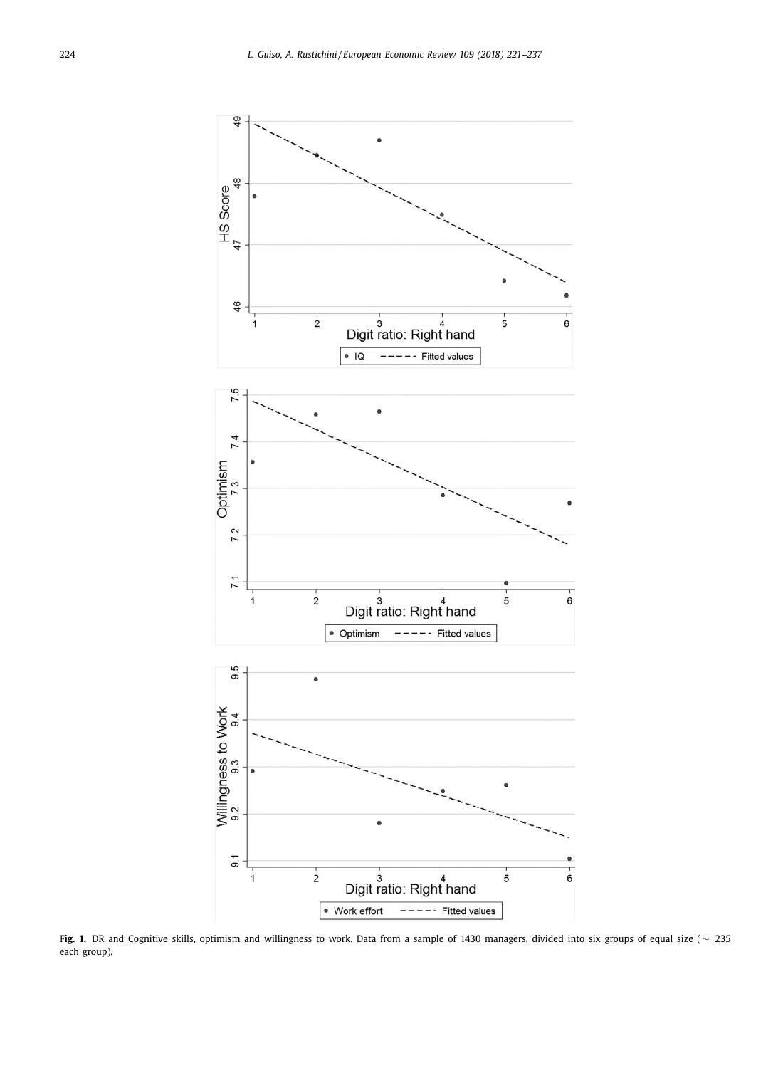**Fig. 1.** DR and Cognitive skills, optimism and willingness to work. Data from a sample of 1430 managers, divided into six groups of equal size (∼ 235 each group).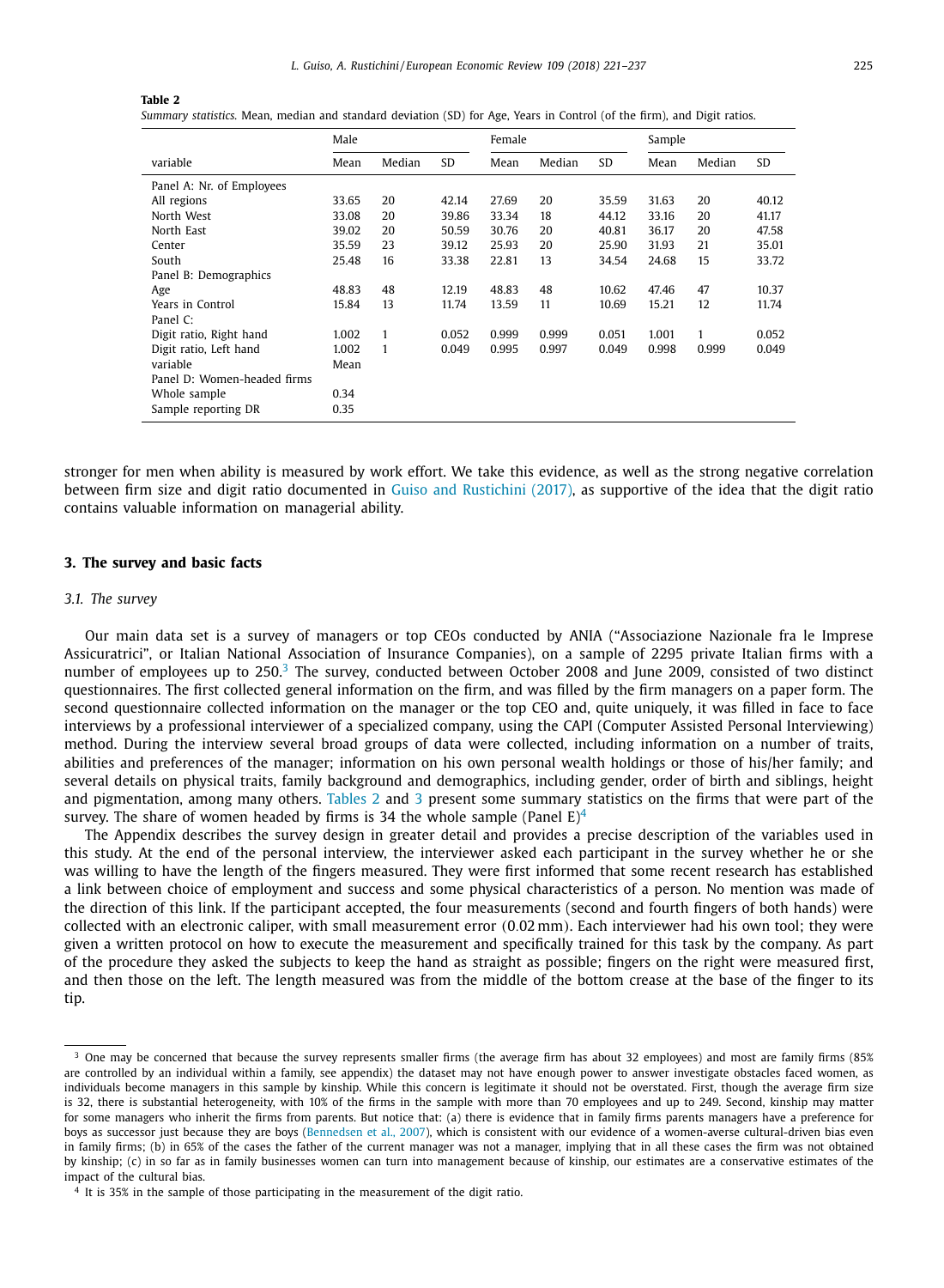**Table 2**

*Summary statistics.* Mean, median and standard deviation (SD) for Age, Years in Control (of the firm), and Digit ratios.

| | Male | | | Female | | | Sample | | |
|---|---|---|---|---|---|---|---|---|---|
| variable | Mean | Median | SD | Mean | Median | SD | Mean | Median | SD |
| Panel A: Nr. of Employees | | | | | | | | | |
| All regions | 33.65 | 20 | 42.14 | 27.69 | 20 | 35.59 | 31.63 | 20 | 40.12 |
| North West | 33.08 | 20 | 39.86 | 33.34 | 18 | 44.12 | 33.16 | 20 | 41.17 |
| North East | 39.02 | 20 | 50.59 | 30.76 | 20 | 40.81 | 36.17 | 20 | 47.58 |
| Center | 35.59 | 23 | 39.12 | 25.93 | 20 | 25.90 | 31.93 | 21 | 35.01 |
| South | 25.48 | 16 | 33.38 | 22.81 | 13 | 34.54 | 24.68 | 15 | 33.72 |
| Panel B: Demographics | | | | | | | | | |
| Age | 48.83 | 48 | 12.19 | 48.83 | 48 | 10.62 | 47.46 | 47 | 10.37 |
| Years in Control | 15.84 | 13 | 11.74 | 13.59 | 11 | 10.69 | 15.21 | 12 | 11.74 |
| Panel C: | | | | | | | | | |
| Digit ratio, Right hand | 1.002 | 1 | 0.052 | 0.999 | 0.999 | 0.051 | 1.001 | 1 | 0.052 |
| Digit ratio, Left hand | 1.002 | 1 | 0.049 | 0.995 | 0.997 | 0.049 | 0.998 | 0.999 | 0.049 |
| variable | Mean | | | | | | | | |
| Panel D: Women-headed firms | | | | | | | | | |
| Whole sample | 0.34 | | | | | | | | |
| Sample reporting DR | 0.35 | | | | | | | | |

stronger for men when ability is measured by work effort. We take this evidence, as well as the strong negative correlation between firm size and digit ratio documented in Guiso and Rustichini (2017), as supportive of the idea that the digit ratio contains valuable information on managerial ability.

## 3. The survey and basic facts

### *3.1. The survey*

Our main data set is a survey of managers or top CEOs conducted by ANIA ("Associazione Nazionale fra le Imprese Assicuratrici", or Italian National Association of Insurance Companies), on a sample of 2295 private Italian firms with a number of employees up to 250.[3] The survey, conducted between October 2008 and June 2009, consisted of two distinct questionnaires. The first collected general information on the firm, and was filled by the firm managers on a paper form. The second questionnaire collected information on the manager or the top CEO and, quite uniquely, it was filled in face to face interviews by a professional interviewer of a specialized company, using the CAPI (Computer Assisted Personal Interviewing) method. During the interview several broad groups of data were collected, including information on a number of traits, abilities and preferences of the manager; information on his own personal wealth holdings or those of his/her family; and several details on physical traits, family background and demographics, including gender, order of birth and siblings, height and pigmentation, among many others. Tables 2 and 3 present some summary statistics on the firms that were part of the survey. The share of women headed by firms is 34 the whole sample (Panel E)[4]

The Appendix describes the survey design in greater detail and provides a precise description of the variables used in this study. At the end of the personal interview, the interviewer asked each participant in the survey whether he or she was willing to have the length of the fingers measured. They were first informed that some recent research has established a link between choice of employment and success and some physical characteristics of a person. No mention was made of the direction of this link. If the participant accepted, the four measurements (second and fourth fingers of both hands) were collected with an electronic caliper, with small measurement error (0.02 mm). Each interviewer had his own tool; they were given a written protocol on how to execute the measurement and specifically trained for this task by the company. As part of the procedure they asked the subjects to keep the hand as straight as possible; fingers on the right were measured first, and then those on the left. The length measured was from the middle of the bottom crease at the base of the finger to its tip.

---

[3] One may be concerned that because the survey represents smaller firms (the average firm has about 32 employees) and most are family firms (85% are controlled by an individual within a family, see appendix) the dataset may not have enough power to answer investigate obstacles faced women, as individuals become managers in this sample by kinship. While this concern is legitimate it should not be overstated. First, though the average firm size is 32, there is substantial heterogeneity, with 10% of the firms in the sample with more than 70 employees and up to 249. Second, kinship may matter for some managers who inherit the firms from parents. But notice that: (a) there is evidence that in family firms parents managers have a preference for boys as successor just because they are boys (Bennedsen et al., 2007), which is consistent with our evidence of a women-averse cultural-driven bias even in family firms; (b) in 65% of the cases the father of the current manager was not a manager, implying that in all these cases the firm was not obtained by kinship; (c) in so far as in family businesses women can turn into management because of kinship, our estimates are a conservative estimates of the impact of the cultural bias.

[4] It is 35% in the sample of those participating in the measurement of the digit ratio.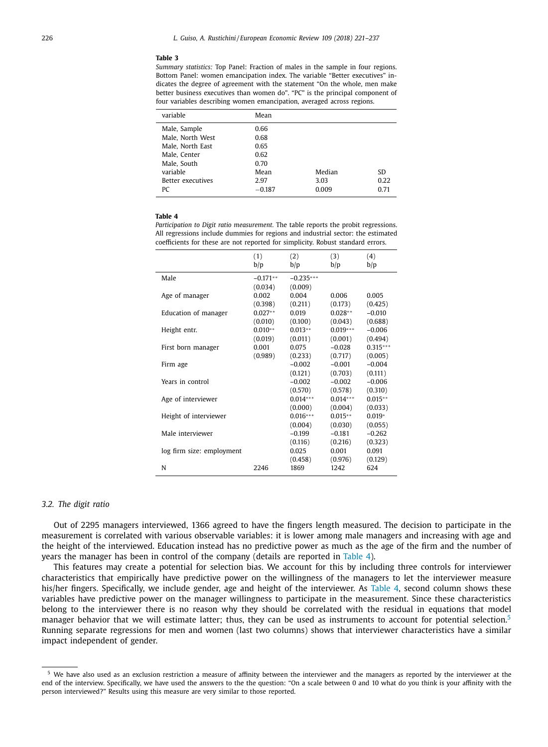**Table 3**

*Summary statistics:* Top Panel: Fraction of males in the sample in four regions. Bottom Panel: women emancipation index. The variable "Better executives" indicates the degree of agreement with the statement "On the whole, men make better business executives than women do". "PC" is the principal component of four variables describing women emancipation, averaged across regions.

| variable | Mean | | |
|---|---|---|---|
| Male, Sample | 0.66 | | |
| Male, North West | 0.68 | | |
| Male, North East | 0.65 | | |
| Male, Center | 0.62 | | |
| Male, South | 0.70 | | |
| variable | Mean | Median | SD |
| Better executives | 2.97 | 3.03 | 0.22 |
| PC | −0.187 | 0.009 | 0.71 |

**Table 4**

*Participation to Digit ratio measurement.* The table reports the probit regressions. All regressions include dummies for regions and industrial sector: the estimated coefficients for these are not reported for simplicity. Robust standard errors.

| | (1) b/p | (2) b/p | (3) b/p | (4) b/p |
|---|---|---|---|---|
| Male | −0.171** | −0.235*** | | |
| | (0.034) | (0.009) | | |
| Age of manager | 0.002 | 0.004 | 0.006 | 0.005 |
| | (0.398) | (0.211) | (0.173) | (0.425) |
| Education of manager | 0.027** | 0.019 | 0.028** | −0.010 |
| | (0.010) | (0.100) | (0.043) | (0.688) |
| Height entr. | 0.010** | 0.013** | 0.019*** | −0.006 |
| | (0.019) | (0.011) | (0.001) | (0.494) |
| First born manager | 0.001 | 0.075 | −0.028 | 0.315*** |
| | (0.989) | (0.233) | (0.717) | (0.005) |
| Firm age | | −0.002 | −0.001 | −0.004 |
| | | (0.121) | (0.703) | (0.111) |
| Years in control | | −0.002 | −0.002 | −0.006 |
| | | (0.570) | (0.578) | (0.310) |
| Age of interviewer | | 0.014*** | 0.014*** | 0.015** |
| | | (0.000) | (0.004) | (0.033) |
| Height of interviewer | | 0.016*** | 0.015** | 0.019* |
| | | (0.004) | (0.030) | (0.055) |
| Male interviewer | | −0.199 | −0.181 | −0.262 |
| | | (0.116) | (0.216) | (0.323) |
| log firm size: employment | | 0.025 | 0.001 | 0.091 |
| | | (0.458) | (0.976) | (0.129) |
| N | 2246 | 1869 | 1242 | 624 |

### 3.2. The digit ratio

Out of 2295 managers interviewed, 1366 agreed to have the fingers length measured. The decision to participate in the measurement is correlated with various observable variables: it is lower among male managers and increasing with age and the height of the interviewed. Education instead has no predictive power as much as the age of the firm and the number of years the manager has been in control of the company (details are reported in Table 4).

This features may create a potential for selection bias. We account for this by including three controls for interviewer characteristics that empirically have predictive power on the willingness of the managers to let the interviewer measure his/her fingers. Specifically, we include gender, age and height of the interviewer. As Table 4, second column shows these variables have predictive power on the manager willingness to participate in the measurement. Since these characteristics belong to the interviewer there is no reason why they should be correlated with the residual in equations that model manager behavior that we will estimate latter; thus, they can be used as instruments to account for potential selection.[5] Running separate regressions for men and women (last two columns) shows that interviewer characteristics have a similar impact independent of gender.

[5] We have also used as an exclusion restriction a measure of affinity between the interviewer and the managers as reported by the interviewer at the end of the interview. Specifically, we have used the answers to the the question: "On a scale between 0 and 10 what do you think is your affinity with the person interviewed?" Results using this measure are very similar to those reported.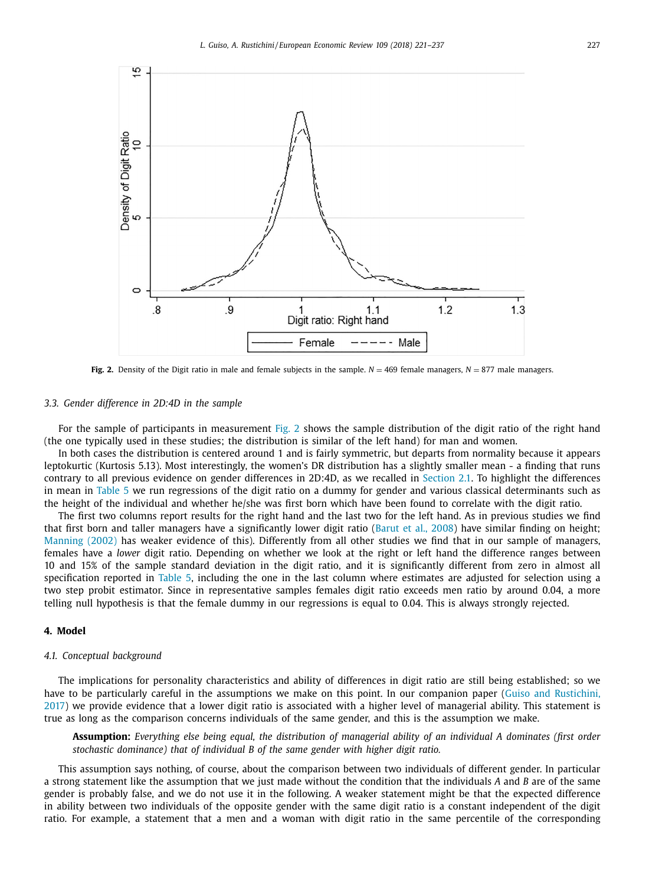**Fig. 2.** Density of the Digit ratio in male and female subjects in the sample. $N = 469$ female managers, $N = 877$ male managers.

### 3.3. Gender difference in 2D:4D in the sample

For the sample of participants in measurement Fig. 2 shows the sample distribution of the digit ratio of the right hand (the one typically used in these studies; the distribution is similar of the left hand) for man and women.

In both cases the distribution is centered around 1 and is fairly symmetric, but departs from normality because it appears leptokurtic (Kurtosis 5.13). Most interestingly, the women's DR distribution has a slightly smaller mean - a finding that runs contrary to all previous evidence on gender differences in 2D:4D, as we recalled in Section 2.1. To highlight the differences in mean in Table 5 we run regressions of the digit ratio on a dummy for gender and various classical determinants such as the height of the individual and whether he/she was first born which have been found to correlate with the digit ratio.

The first two columns report results for the right hand and the last two for the left hand. As in previous studies we find that first born and taller managers have a significantly lower digit ratio (Barut et al., 2008) have similar finding on height; Manning (2002) has weaker evidence of this). Differently from all other studies we find that in our sample of managers, females have a *lower* digit ratio. Depending on whether we look at the right or left hand the difference ranges between 10 and 15% of the sample standard deviation in the digit ratio, and it is significantly different from zero in almost all specification reported in Table 5, including the one in the last column where estimates are adjusted for selection using a two step probit estimator. Since in representative samples females digit ratio exceeds men ratio by around 0.04, a more telling null hypothesis is that the female dummy in our regressions is equal to 0.04. This is always strongly rejected.

## 4. Model

### 4.1. Conceptual background

The implications for personality characteristics and ability of differences in digit ratio are still being established; so we have to be particularly careful in the assumptions we make on this point. In our companion paper (Guiso and Rustichini, 2017) we provide evidence that a lower digit ratio is associated with a higher level of managerial ability. This statement is true as long as the comparison concerns individuals of the same gender, and this is the assumption we make.

> **Assumption:** *Everything else being equal, the distribution of managerial ability of an individual A dominates (first order stochastic dominance) that of individual B of the same gender with higher digit ratio.*

This assumption says nothing, of course, about the comparison between two individuals of different gender. In particular a strong statement like the assumption that we just made without the condition that the individuals *A* and *B* are of the same gender is probably false, and we do not use it in the following. A weaker statement might be that the expected difference in ability between two individuals of the opposite gender with the same digit ratio is a constant independent of the digit ratio. For example, a statement that a men and a woman with digit ratio in the same percentile of the corresponding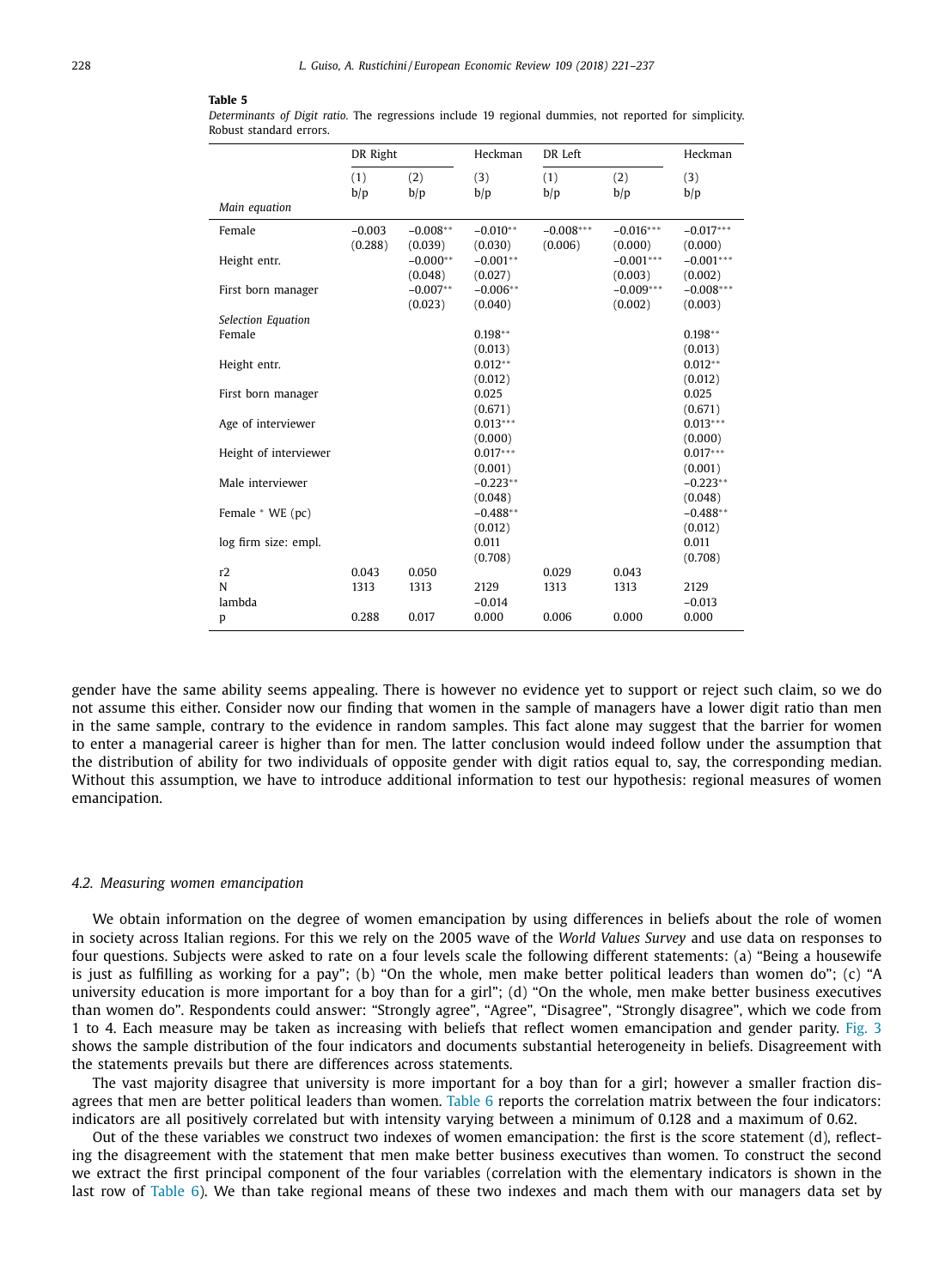**Table 5**

*Determinants of Digit ratio.* The regressions include 19 regional dummies, not reported for simplicity. Robust standard errors.

| | DR Right | | Heckman | DR Left | | Heckman |
|---|---|---|---|---|---|---|
| | (1) | (2) | (3) | (1) | (2) | (3) |
| | b/p | b/p | b/p | b/p | b/p | b/p |
| *Main equation* | | | | | | |
| Female | −0.003 | −0.008** | −0.010** | −0.008*** | −0.016*** | −0.017*** |
| | (0.288) | (0.039) | (0.030) | (0.006) | (0.000) | (0.000) |
| Height entr. | | −0.000** | −0.001** | | −0.001*** | −0.001*** |
| | | (0.048) | (0.027) | | (0.003) | (0.002) |
| First born manager | | −0.007** | −0.006** | | −0.009*** | −0.008*** |
| | | (0.023) | (0.040) | | (0.002) | (0.003) |
| *Selection Equation* | | | | | | |
| Female | | | 0.198** | | | 0.198** |
| | | | (0.013) | | | (0.013) |
| Height entr. | | | 0.012** | | | 0.012** |
| | | | (0.012) | | | (0.012) |
| First born manager | | | 0.025 | | | 0.025 |
| | | | (0.671) | | | (0.671) |
| Age of interviewer | | | 0.013*** | | | 0.013*** |
| | | | (0.000) | | | (0.000) |
| Height of interviewer | | | 0.017*** | | | 0.017*** |
| | | | (0.001) | | | (0.001) |
| Male interviewer | | | −0.223** | | | −0.223** |
| | | | (0.048) | | | (0.048) |
| Female * WE (pc) | | | −0.488** | | | −0.488** |
| | | | (0.012) | | | (0.012) |
| log firm size: empl. | | | 0.011 | | | 0.011 |
| | | | (0.708) | | | (0.708) |
| r2 | 0.043 | 0.050 | | 0.029 | 0.043 | |
| N | 1313 | 1313 | 2129 | 1313 | 1313 | 2129 |
| lambda | | | −0.014 | | | −0.013 |
| p | 0.288 | 0.017 | 0.000 | 0.006 | 0.000 | 0.000 |

gender have the same ability seems appealing. There is however no evidence yet to support or reject such claim, so we do not assume this either. Consider now our finding that women in the sample of managers have a lower digit ratio than men in the same sample, contrary to the evidence in random samples. This fact alone may suggest that the barrier for women to enter a managerial career is higher than for men. The latter conclusion would indeed follow under the assumption that the distribution of ability for two individuals of opposite gender with digit ratios equal to, say, the corresponding median. Without this assumption, we have to introduce additional information to test our hypothesis: regional measures of women emancipation.

### 4.2. Measuring women emancipation

We obtain information on the degree of women emancipation by using differences in beliefs about the role of women in society across Italian regions. For this we rely on the 2005 wave of the *World Values Survey* and use data on responses to four questions. Subjects were asked to rate on a four levels scale the following different statements: (a) "Being a housewife is just as fulfilling as working for a pay"; (b) "On the whole, men make better political leaders than women do"; (c) "A university education is more important for a boy than for a girl"; (d) "On the whole, men make better business executives than women do". Respondents could answer: "Strongly agree", "Agree", "Disagree", "Strongly disagree", which we code from 1 to 4. Each measure may be taken as increasing with beliefs that reflect women emancipation and gender parity. Fig. 3 shows the sample distribution of the four indicators and documents substantial heterogeneity in beliefs. Disagreement with the statements prevails but there are differences across statements.

The vast majority disagree that university is more important for a boy than for a girl; however a smaller fraction disagrees that men are better political leaders than women. Table 6 reports the correlation matrix between the four indicators: indicators are all positively correlated but with intensity varying between a minimum of 0.128 and a maximum of 0.62.

Out of the these variables we construct two indexes of women emancipation: the first is the score statement (d), reflecting the disagreement with the statement that men make better business executives than women. To construct the second we extract the first principal component of the four variables (correlation with the elementary indicators is shown in the last row of Table 6). We than take regional means of these two indexes and mach them with our managers data set by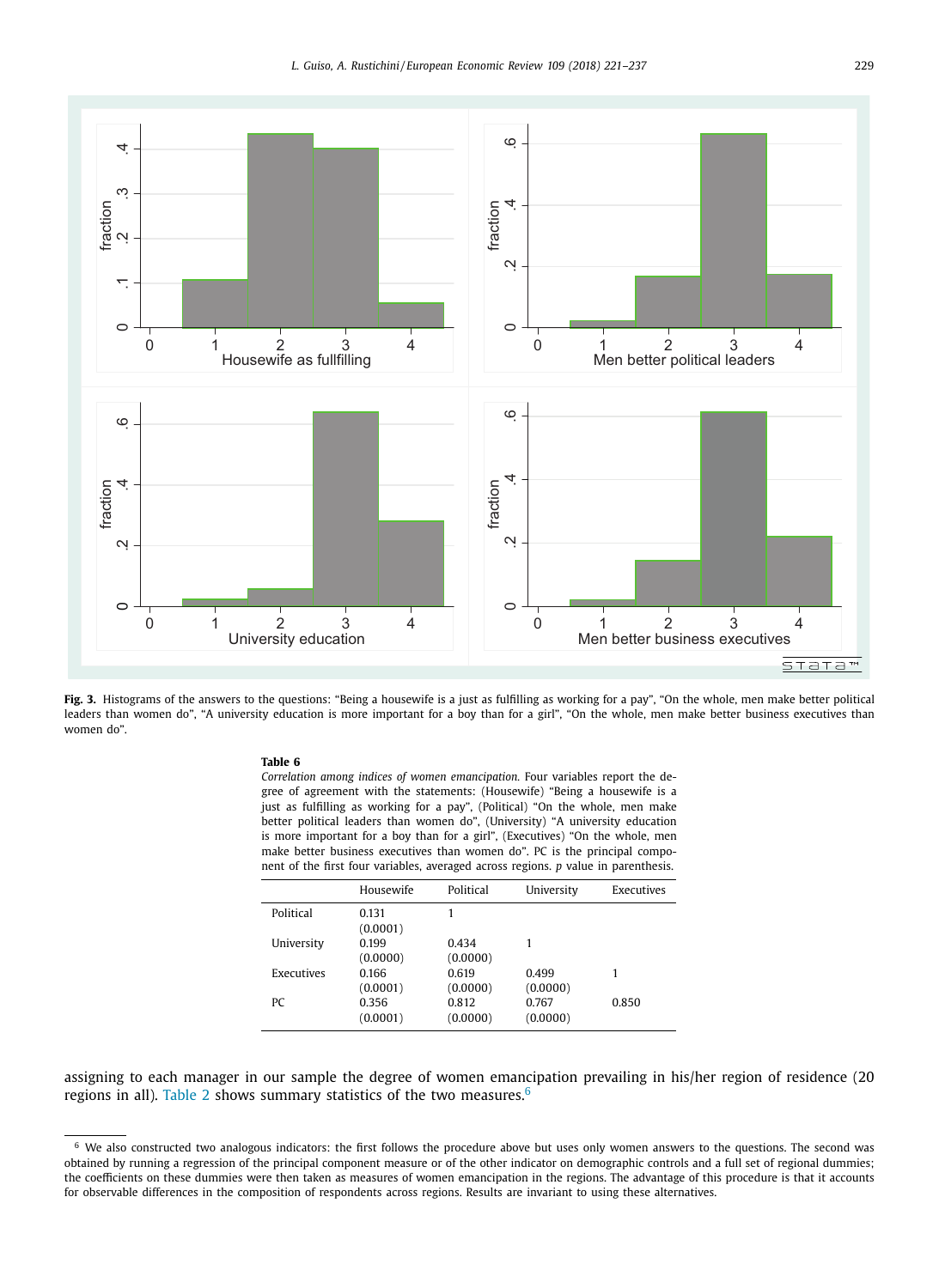**Fig. 3.** Histograms of the answers to the questions: "Being a housewife is a just as fulfilling as working for a pay", "On the whole, men make better political leaders than women do", "A university education is more important for a boy than for a girl", "On the whole, men make better business executives than women do".

**Table 6**

*Correlation among indices of women emancipation.* Four variables report the degree of agreement with the statements: (Housewife) "Being a housewife is a just as fulfilling as working for a pay", (Political) "On the whole, men make better political leaders than women do", (University) "A university education is more important for a boy than for a girl", (Executives) "On the whole, men make better business executives than women do". PC is the principal component of the first four variables, averaged across regions. *p* value in parenthesis.

| | Housewife | Political | University | Executives |
|---|---|---|---|---|
| Political | 0.131 | 1 | | |
| | (0.0001) | | | |
| University | 0.199 | 0.434 | 1 | |
| | (0.0000) | (0.0000) | | |
| Executives | 0.166 | 0.619 | 0.499 | 1 |
| | (0.0001) | (0.0000) | (0.0000) | |
| PC | 0.356 | 0.812 | 0.767 | 0.850 |
| | (0.0001) | (0.0000) | (0.0000) | |

assigning to each manager in our sample the degree of women emancipation prevailing in his/her region of residence (20 regions in all). Table 2 shows summary statistics of the two measures.[6]

[6] We also constructed two analogous indicators: the first follows the procedure above but uses only women answers to the questions. The second was obtained by running a regression of the principal component measure or of the other indicator on demographic controls and a full set of regional dummies; the coefficients on these dummies were then taken as measures of women emancipation in the regions. The advantage of this procedure is that it accounts for observable differences in the composition of respondents across regions. Results are invariant to using these alternatives.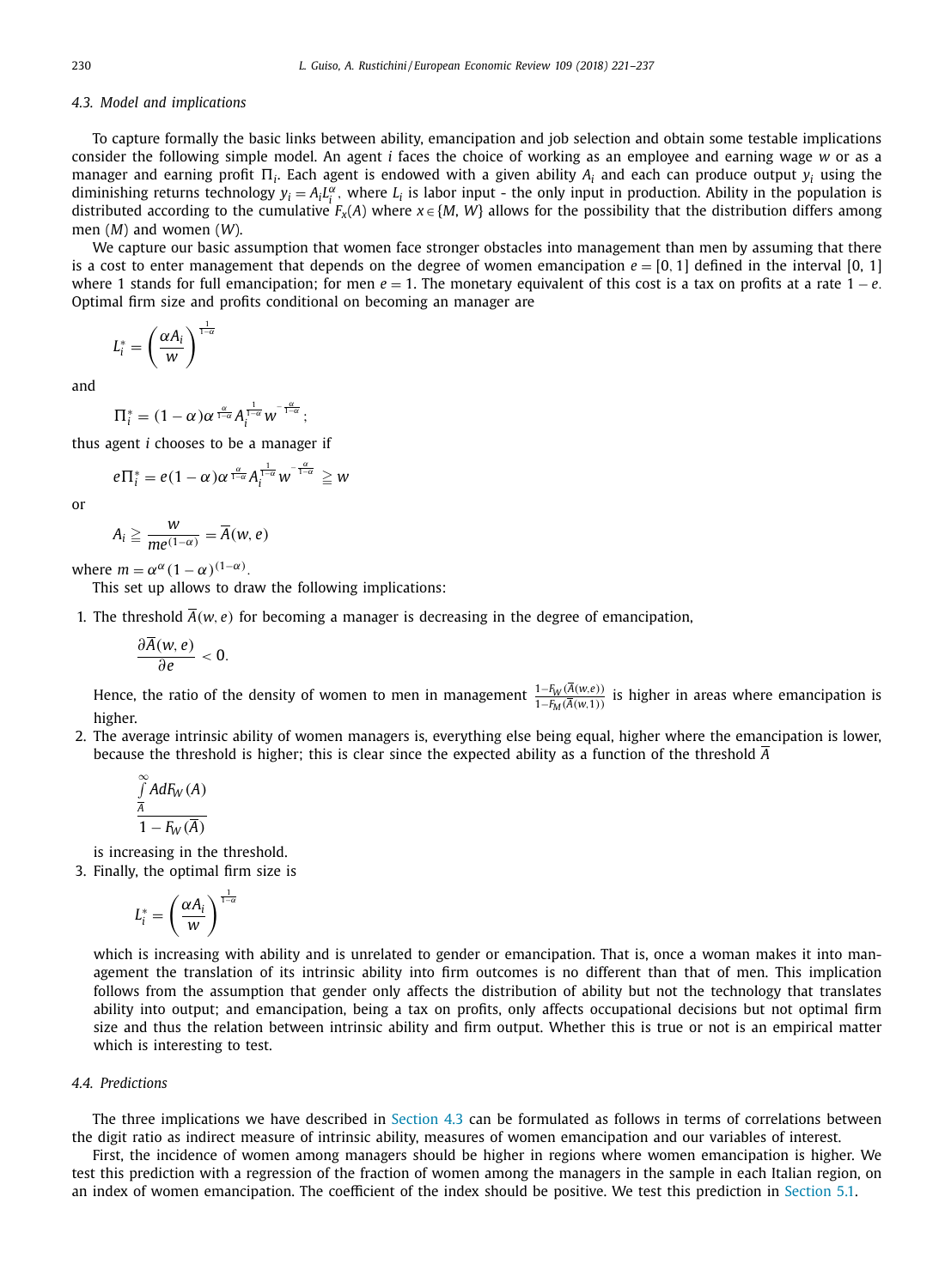### 4.3. Model and implications

To capture formally the basic links between ability, emancipation and job selection and obtain some testable implications consider the following simple model. An agent $i$ faces the choice of working as an employee and earning wage $w$ or as a manager and earning profit $\Pi_i$. Each agent is endowed with a given ability $A_i$ and each can produce output $y_i$ using the diminishing returns technology $y_i = A_i L_i^{\alpha}$, where $L_i$ is labor input - the only input in production. Ability in the population is distributed according to the cumulative $F_x(A)$ where $x \in \{M, W\}$ allows for the possibility that the distribution differs among men ($M$) and women ($W$).

We capture our basic assumption that women face stronger obstacles into management than men by assuming that there is a cost to enter management that depends on the degree of women emancipation $e = [0, 1]$ defined in the interval [0, 1] where 1 stands for full emancipation; for men $e = 1$. The monetary equivalent of this cost is a tax on profits at a rate $1 - e$. Optimal firm size and profits conditional on becoming an manager are

$$L_i^* = \left(\frac{\alpha A_i}{w}\right)^{\frac{1}{1-\alpha}}$$

and

$$\Pi_i^* = (1-\alpha)\alpha^{\frac{\alpha}{1-\alpha}} A_i^{\frac{1}{1-\alpha}} w^{-\frac{\alpha}{1-\alpha}};$$

thus agent $i$ chooses to be a manager if

$$e\Pi_i^* = e(1-\alpha)\alpha^{\frac{\alpha}{1-\alpha}} A_i^{\frac{1}{1-\alpha}} w^{-\frac{\alpha}{1-\alpha}} \geqq w$$

or

$$A_i \geqq \frac{w}{me^{(1-\alpha)}} = \overline{A}(w, e)$$

where $m = \alpha^{\alpha}(1-\alpha)^{(1-\alpha)}$.

This set up allows to draw the following implications:

1. The threshold $\overline{A}(w, e)$ for becoming a manager is decreasing in the degree of emancipation,

$$\frac{\partial \overline{A}(w, e)}{\partial e} < 0.$$

   Hence, the ratio of the density of women to men in management $\frac{1-F_W(\overline{A}(w,e))}{1-F_M(\overline{A}(w,1))}$ is higher in areas where emancipation is higher.

2. The average intrinsic ability of women managers is, everything else being equal, higher where the emancipation is lower, because the threshold is higher; this is clear since the expected ability as a function of the threshold $\overline{A}$

$$\frac{\int_{\overline{A}}^{\infty} A dF_W(A)}{1 - F_W(\overline{A})}$$

   is increasing in the threshold.

3. Finally, the optimal firm size is

$$L_i^* = \left(\frac{\alpha A_i}{w}\right)^{\frac{1}{1-\alpha}}$$

   which is increasing with ability and is unrelated to gender or emancipation. That is, once a woman makes it into management the translation of its intrinsic ability into firm outcomes is no different than that of men. This implication follows from the assumption that gender only affects the distribution of ability but not the technology that translates ability into output; and emancipation, being a tax on profits, only affects occupational decisions but not optimal firm size and thus the relation between intrinsic ability and firm output. Whether this is true or not is an empirical matter which is interesting to test.

### 4.4. Predictions

The three implications we have described in Section 4.3 can be formulated as follows in terms of correlations between the digit ratio as indirect measure of intrinsic ability, measures of women emancipation and our variables of interest.

First, the incidence of women among managers should be higher in regions where women emancipation is higher. We test this prediction with a regression of the fraction of women among the managers in the sample in each Italian region, on an index of women emancipation. The coefficient of the index should be positive. We test this prediction in Section 5.1.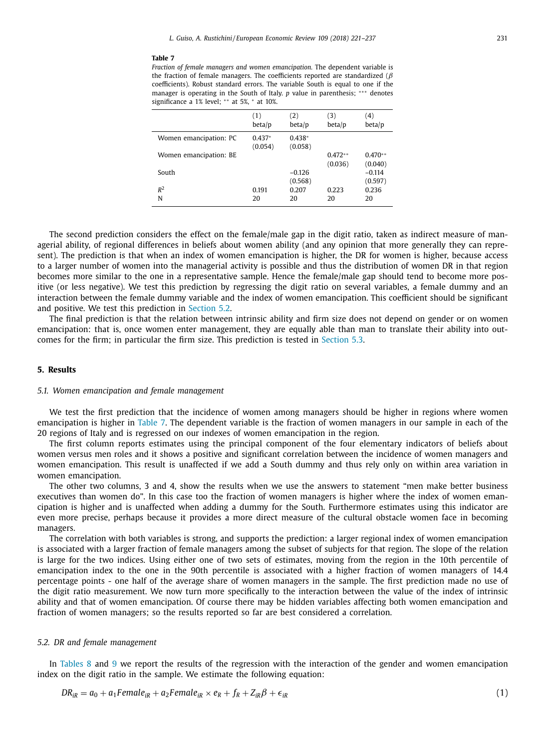**Table 7**

*Fraction of female managers and women emancipation.* The dependent variable is the fraction of female managers. The coefficients reported are standardized ($\beta$ coefficients). Robust standard errors. The variable South is equal to one if the manager is operating in the South of Italy. $p$ value in parenthesis; *** denotes significance a 1% level; ** at 5%, * at 10%.

| | (1) beta/p | (2) beta/p | (3) beta/p | (4) beta/p |
|---|---|---|---|---|
| Women emancipation: PC | 0.437* (0.054) | 0.438* (0.058) | | |
| Women emancipation: BE | | | 0.472** (0.036) | 0.470** (0.040) |
| South | | −0.126 (0.568) | | −0.114 (0.597) |
| $R^2$ | 0.191 | 0.207 | 0.223 | 0.236 |
| N | 20 | 20 | 20 | 20 |

The second prediction considers the effect on the female/male gap in the digit ratio, taken as indirect measure of managerial ability, of regional differences in beliefs about women ability (and any opinion that more generally they can represent). The prediction is that when an index of women emancipation is higher, the DR for women is higher, because access to a larger number of women into the managerial activity is possible and thus the distribution of women DR in that region becomes more similar to the one in a representative sample. Hence the female/male gap should tend to become more positive (or less negative). We test this prediction by regressing the digit ratio on several variables, a female dummy and an interaction between the female dummy variable and the index of women emancipation. This coefficient should be significant and positive. We test this prediction in Section 5.2.

The final prediction is that the relation between intrinsic ability and firm size does not depend on gender or on women emancipation: that is, once women enter management, they are equally able than man to translate their ability into outcomes for the firm; in particular the firm size. This prediction is tested in Section 5.3.

## 5. Results

### 5.1. Women emancipation and female management

We test the first prediction that the incidence of women among managers should be higher in regions where women emancipation is higher in Table 7. The dependent variable is the fraction of women managers in our sample in each of the 20 regions of Italy and is regressed on our indexes of women emancipation in the region.

The first column reports estimates using the principal component of the four elementary indicators of beliefs about women versus men roles and it shows a positive and significant correlation between the incidence of women managers and women emancipation. This result is unaffected if we add a South dummy and thus rely only on within area variation in women emancipation.

The other two columns, 3 and 4, show the results when we use the answers to statement "men make better business executives than women do". In this case too the fraction of women managers is higher where the index of women emancipation is higher and is unaffected when adding a dummy for the South. Furthermore estimates using this indicator are even more precise, perhaps because it provides a more direct measure of the cultural obstacle women face in becoming managers.

The correlation with both variables is strong, and supports the prediction: a larger regional index of women emancipation is associated with a larger fraction of female managers among the subset of subjects for that region. The slope of the relation is large for the two indices. Using either one of two sets of estimates, moving from the region in the 10th percentile of emancipation index to the one in the 90th percentile is associated with a higher fraction of women managers of 14.4 percentage points - one half of the average share of women managers in the sample. The first prediction made no use of the digit ratio measurement. We now turn more specifically to the interaction between the value of the index of intrinsic ability and that of women emancipation. Of course there may be hidden variables affecting both women emancipation and fraction of women managers; so the results reported so far are best considered a correlation.

### 5.2. DR and female management

In Tables 8 and 9 we report the results of the regression with the interaction of the gender and women emancipation index on the digit ratio in the sample. We estimate the following equation:

$$DR_{iR} = a_0 + a_1 Female_{iR} + a_2 Female_{iR} \times e_R + f_R + Z_{iR}\beta + \epsilon_{iR} \quad (1)$$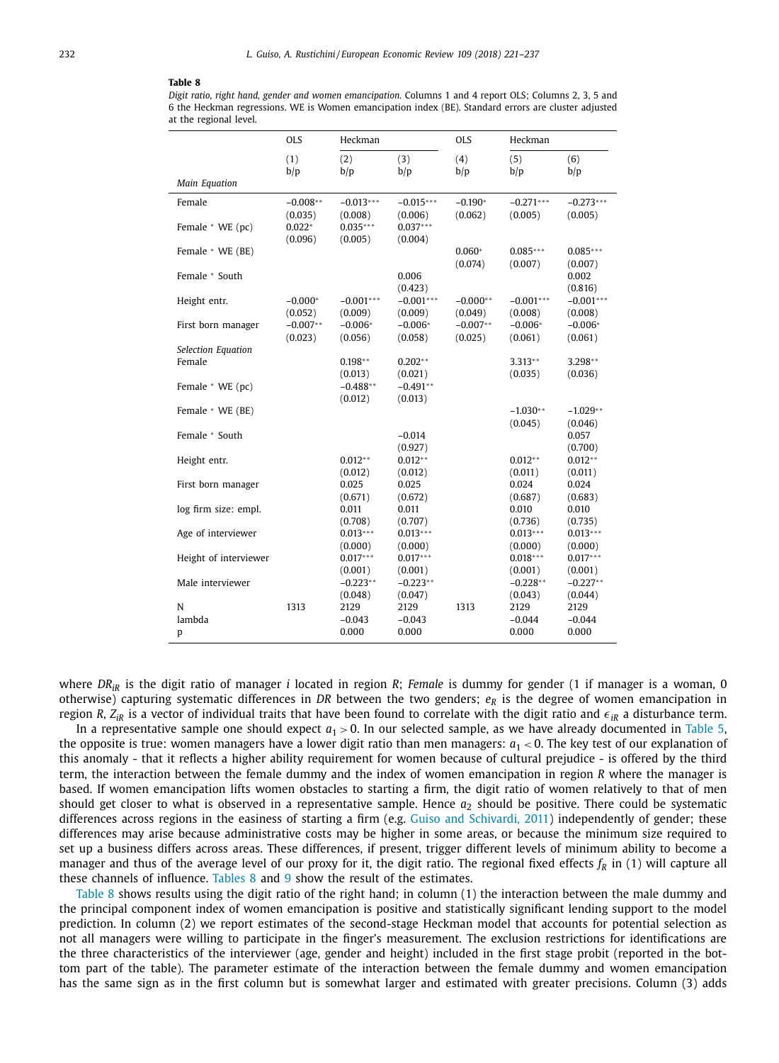**Table 8**

*Digit ratio, right hand, gender and women emancipation.* Columns 1 and 4 report OLS; Columns 2, 3, 5 and 6 the Heckman regressions. WE is Women emancipation index (BE). Standard errors are cluster adjusted at the regional level.

| | OLS | Heckman | | OLS | Heckman | |
|---|---|---|---|---|---|---|
| | (1) | (2) | (3) | (4) | (5) | (6) |
| | b/p | b/p | b/p | b/p | b/p | b/p |
| *Main Equation* | | | | | | |
| Female | −0.008** | −0.013*** | −0.015*** | −0.190* | −0.271*** | −0.273*** |
| | (0.035) | (0.008) | (0.006) | (0.062) | (0.005) | (0.005) |
| Female * WE (pc) | 0.022* | 0.035*** | 0.037*** | | | |
| | (0.096) | (0.005) | (0.004) | | | |
| Female * WE (BE) | | | | 0.060* | 0.085*** | 0.085*** |
| | | | | (0.074) | (0.007) | (0.007) |
| Female * South | | | 0.006 | | | 0.002 |
| | | | (0.423) | | | (0.816) |
| Height entr. | −0.000* | −0.001*** | −0.001*** | −0.000** | −0.001*** | −0.001*** |
| | (0.052) | (0.009) | (0.009) | (0.049) | (0.008) | (0.008) |
| First born manager | −0.007** | −0.006* | −0.006* | −0.007** | −0.006* | −0.006* |
| | (0.023) | (0.056) | (0.058) | (0.025) | (0.061) | (0.061) |
| *Selection Equation* | | | | | | |
| Female | | 0.198** | 0.202** | | 3.313** | 3.298** |
| | | (0.013) | (0.021) | | (0.035) | (0.036) |
| Female * WE (pc) | | −0.488** | −0.491** | | | |
| | | (0.012) | (0.013) | | | |
| Female * WE (BE) | | | | | −1.030** | −1.029** |
| | | | | | (0.045) | (0.046) |
| Female * South | | | −0.014 | | | 0.057 |
| | | | (0.927) | | | (0.700) |
| Height entr. | | 0.012** | 0.012** | | 0.012** | 0.012** |
| | | (0.012) | (0.012) | | (0.011) | (0.011) |
| First born manager | | 0.025 | 0.025 | | 0.024 | 0.024 |
| | | (0.671) | (0.672) | | (0.687) | (0.683) |
| log firm size: empl. | | 0.011 | 0.011 | | 0.010 | 0.010 |
| | | (0.708) | (0.707) | | (0.736) | (0.735) |
| Age of interviewer | | 0.013*** | 0.013*** | | 0.013*** | 0.013*** |
| | | (0.000) | (0.000) | | (0.000) | (0.000) |
| Height of interviewer | | 0.017*** | 0.017*** | | 0.018*** | 0.017*** |
| | | (0.001) | (0.001) | | (0.001) | (0.001) |
| Male interviewer | | −0.223** | −0.223** | | −0.228** | −0.227** |
| | | (0.048) | (0.047) | | (0.043) | (0.044) |
| N | 1313 | 2129 | 2129 | 1313 | 2129 | 2129 |
| lambda | | −0.043 | −0.043 | | −0.044 | −0.044 |
| p | | 0.000 | 0.000 | | 0.000 | 0.000 |

where $DR_{iR}$ is the digit ratio of manager $i$ located in region $R$; *Female* is dummy for gender (1 if manager is a woman, 0 otherwise) capturing systematic differences in *DR* between the two genders; $e_R$ is the degree of women emancipation in region $R$, $Z_{iR}$ is a vector of individual traits that have been found to correlate with the digit ratio and $\epsilon_{iR}$ a disturbance term.

In a representative sample one should expect $a_1 > 0$. In our selected sample, as we have already documented in Table 5, the opposite is true: women managers have a lower digit ratio than men managers: $a_1 < 0$. The key test of our explanation of this anomaly - that it reflects a higher ability requirement for women because of cultural prejudice - is offered by the third term, the interaction between the female dummy and the index of women emancipation in region $R$ where the manager is based. If women emancipation lifts women obstacles to starting a firm, the digit ratio of women relatively to that of men should get closer to what is observed in a representative sample. Hence $a_2$ should be positive. There could be systematic differences across regions in the easiness of starting a firm (e.g. Guiso and Schivardi, 2011) independently of gender; these differences may arise because administrative costs may be higher in some areas, or because the minimum size required to set up a business differs across areas. These differences, if present, trigger different levels of minimum ability to become a manager and thus of the average level of our proxy for it, the digit ratio. The regional fixed effects $f_R$ in (1) will capture all these channels of influence. Tables 8 and 9 show the result of the estimates.

Table 8 shows results using the digit ratio of the right hand; in column (1) the interaction between the male dummy and the principal component index of women emancipation is positive and statistically significant lending support to the model prediction. In column (2) we report estimates of the second-stage Heckman model that accounts for potential selection as not all managers were willing to participate in the finger's measurement. The exclusion restrictions for identifications are the three characteristics of the interviewer (age, gender and height) included in the first stage probit (reported in the bottom part of the table). The parameter estimate of the interaction between the female dummy and women emancipation has the same sign as in the first column but is somewhat larger and estimated with greater precisions. Column (3) adds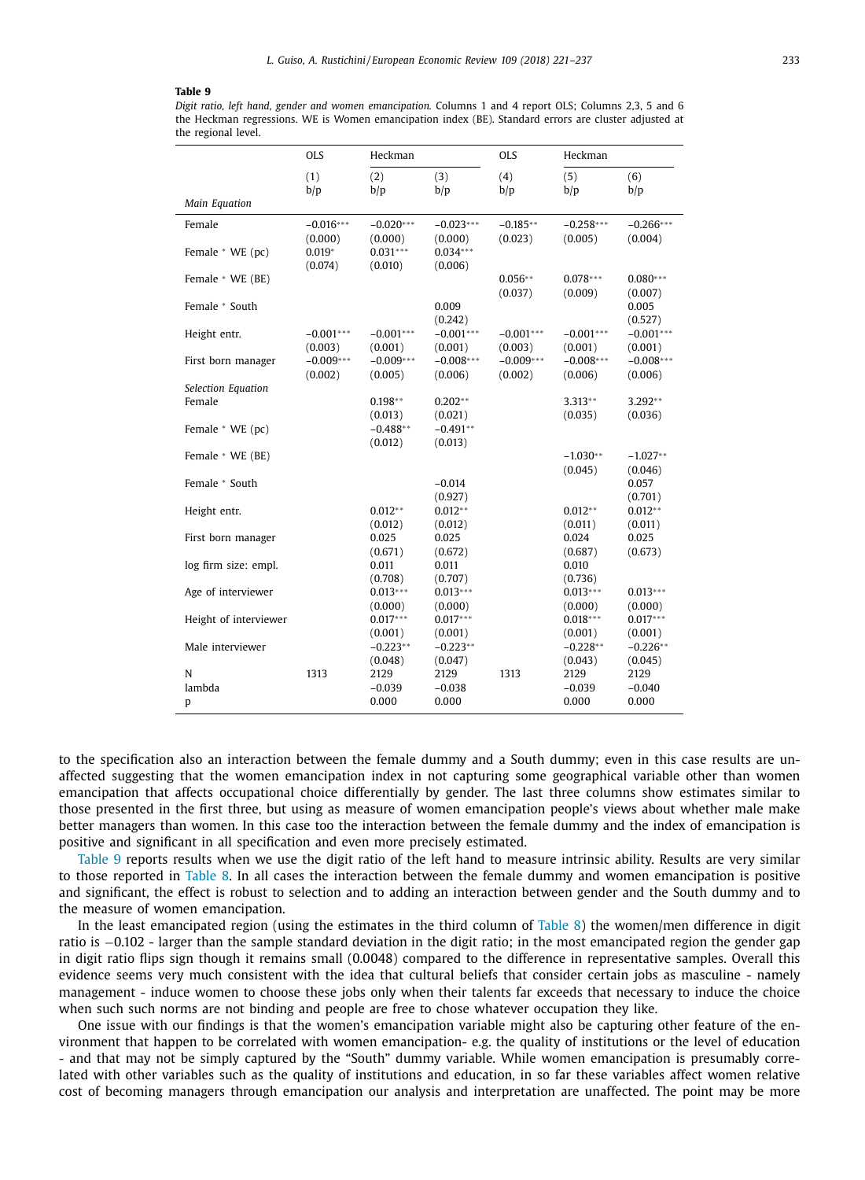**Table 9**

*Digit ratio, left hand, gender and women emancipation.* Columns 1 and 4 report OLS; Columns 2,3, 5 and 6 the Heckman regressions. WE is Women emancipation index (BE). Standard errors are cluster adjusted at the regional level.

| | OLS | Heckman | | OLS | Heckman | |
|---|---|---|---|---|---|---|
| | (1) b/p | (2) b/p | (3) b/p | (4) b/p | (5) b/p | (6) b/p |
| *Main Equation* | | | | | | |
| Female | −0.016*** (0.000) | −0.020*** (0.000) | −0.023*** (0.000) | −0.185** (0.023) | −0.258*** (0.005) | −0.266*** (0.004) |
| Female * WE (pc) | 0.019* (0.074) | 0.031*** (0.010) | 0.034*** (0.006) | | | |
| Female * WE (BE) | | | | 0.056** (0.037) | 0.078*** (0.009) | 0.080*** (0.007) |
| Female * South | | | 0.009 (0.242) | | | 0.005 (0.527) |
| Height entr. | −0.001*** (0.003) | −0.001*** (0.001) | −0.001*** (0.001) | −0.001*** (0.003) | −0.001*** (0.001) | −0.001*** (0.001) |
| First born manager | −0.009*** (0.002) | −0.009*** (0.005) | −0.008*** (0.006) | −0.009*** (0.002) | −0.008*** (0.006) | −0.008*** (0.006) |
| *Selection Equation* | | | | | | |
| Female | | 0.198** (0.013) | 0.202** (0.021) | | 3.313** (0.035) | 3.292** (0.036) |
| Female * WE (pc) | | −0.488** (0.012) | −0.491** (0.013) | | | |
| Female * WE (BE) | | | | | −1.030** (0.045) | −1.027** (0.046) |
| Female * South | | | −0.014 (0.927) | | | 0.057 (0.701) |
| Height entr. | | 0.012** (0.012) | 0.012** (0.012) | | 0.012** (0.011) | 0.012** (0.011) |
| First born manager | | 0.025 (0.671) | 0.025 (0.672) | | 0.024 (0.687) | 0.025 (0.673) |
| log firm size: empl. | | 0.011 (0.708) | 0.011 (0.707) | | 0.010 (0.736) | |
| Age of interviewer | | 0.013*** (0.000) | 0.013*** (0.000) | | 0.013*** (0.000) | 0.013*** (0.000) |
| Height of interviewer | | 0.017*** (0.001) | 0.017*** (0.001) | | 0.018*** (0.001) | 0.017*** (0.001) |
| Male interviewer | | −0.223** (0.048) | −0.223** (0.047) | | −0.228** (0.043) | −0.226** (0.045) |
| N | 1313 | 2129 | 2129 | 1313 | 2129 | 2129 |
| lambda | | −0.039 | −0.038 | | −0.039 | −0.040 |
| p | | 0.000 | 0.000 | | 0.000 | 0.000 |

to the specification also an interaction between the female dummy and a South dummy; even in this case results are unaffected suggesting that the women emancipation index in not capturing some geographical variable other than women emancipation that affects occupational choice differentially by gender. The last three columns show estimates similar to those presented in the first three, but using as measure of women emancipation people's views about whether male make better managers than women. In this case too the interaction between the female dummy and the index of emancipation is positive and significant in all specification and even more precisely estimated.

Table 9 reports results when we use the digit ratio of the left hand to measure intrinsic ability. Results are very similar to those reported in Table 8. In all cases the interaction between the female dummy and women emancipation is positive and significant, the effect is robust to selection and to adding an interaction between gender and the South dummy and to the measure of women emancipation.

In the least emancipated region (using the estimates in the third column of Table 8) the women/men difference in digit ratio is −0.102 - larger than the sample standard deviation in the digit ratio; in the most emancipated region the gender gap in digit ratio flips sign though it remains small (0.0048) compared to the difference in representative samples. Overall this evidence seems very much consistent with the idea that cultural beliefs that consider certain jobs as masculine - namely management - induce women to choose these jobs only when their talents far exceeds that necessary to induce the choice when such such norms are not binding and people are free to chose whatever occupation they like.

One issue with our findings is that the women's emancipation variable might also be capturing other feature of the environment that happen to be correlated with women emancipation- e.g. the quality of institutions or the level of education - and that may not be simply captured by the "South" dummy variable. While women emancipation is presumably correlated with other variables such as the quality of institutions and education, in so far these variables affect women relative cost of becoming managers through emancipation our analysis and interpretation are unaffected. The point may be more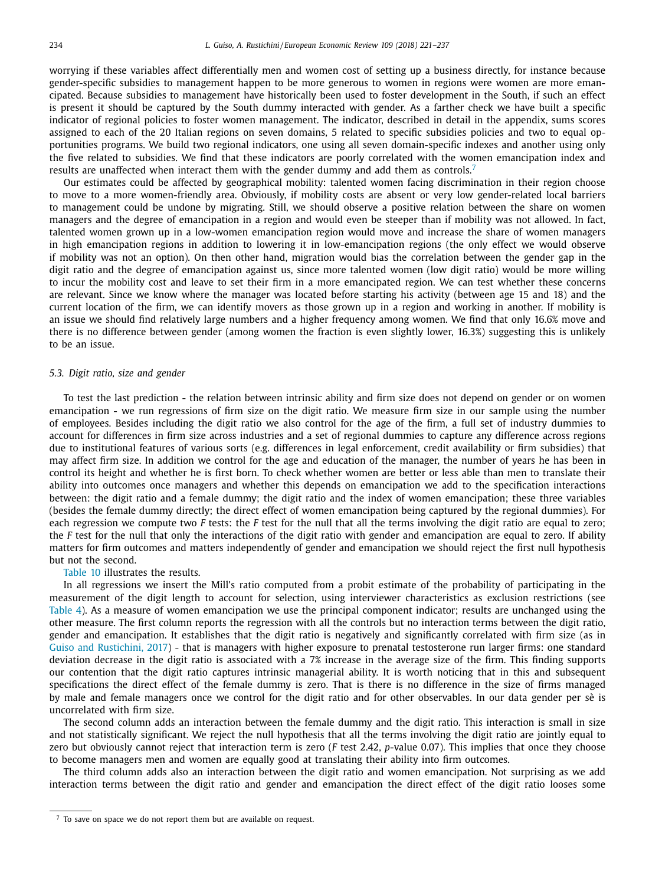worrying if these variables affect differentially men and women cost of setting up a business directly, for instance because gender-specific subsidies to management happen to be more generous to women in regions were women are more emancipated. Because subsidies to management have historically been used to foster development in the South, if such an effect is present it should be captured by the South dummy interacted with gender. As a farther check we have built a specific indicator of regional policies to foster women management. The indicator, described in detail in the appendix, sums scores assigned to each of the 20 Italian regions on seven domains, 5 related to specific subsidies policies and two to equal opportunities programs. We build two regional indicators, one using all seven domain-specific indexes and another using only the five related to subsidies. We find that these indicators are poorly correlated with the women emancipation index and results are unaffected when interact them with the gender dummy and add them as controls.[7]

Our estimates could be affected by geographical mobility: talented women facing discrimination in their region choose to move to a more women-friendly area. Obviously, if mobility costs are absent or very low gender-related local barriers to management could be undone by migrating. Still, we should observe a positive relation between the share on women managers and the degree of emancipation in a region and would even be steeper than if mobility was not allowed. In fact, talented women grown up in a low-women emancipation region would move and increase the share of women managers in high emancipation regions in addition to lowering it in low-emancipation regions (the only effect we would observe if mobility was not an option). On then other hand, migration would bias the correlation between the gender gap in the digit ratio and the degree of emancipation against us, since more talented women (low digit ratio) would be more willing to incur the mobility cost and leave to set their firm in a more emancipated region. We can test whether these concerns are relevant. Since we know where the manager was located before starting his activity (between age 15 and 18) and the current location of the firm, we can identify movers as those grown up in a region and working in another. If mobility is an issue we should find relatively large numbers and a higher frequency among women. We find that only 16.6% move and there is no difference between gender (among women the fraction is even slightly lower, 16.3%) suggesting this is unlikely to be an issue.

### *5.3. Digit ratio, size and gender*

To test the last prediction - the relation between intrinsic ability and firm size does not depend on gender or on women emancipation - we run regressions of firm size on the digit ratio. We measure firm size in our sample using the number of employees. Besides including the digit ratio we also control for the age of the firm, a full set of industry dummies to account for differences in firm size across industries and a set of regional dummies to capture any difference across regions due to institutional features of various sorts (e.g. differences in legal enforcement, credit availability or firm subsidies) that may affect firm size. In addition we control for the age and education of the manager, the number of years he has been in control its height and whether he is first born. To check whether women are better or less able than men to translate their ability into outcomes once managers and whether this depends on emancipation we add to the specification interactions between: the digit ratio and a female dummy; the digit ratio and the index of women emancipation; these three variables (besides the female dummy directly; the direct effect of women emancipation being captured by the regional dummies). For each regression we compute two *F* tests: the *F* test for the null that all the terms involving the digit ratio are equal to zero; the *F* test for the null that only the interactions of the digit ratio with gender and emancipation are equal to zero. If ability matters for firm outcomes and matters independently of gender and emancipation we should reject the first null hypothesis but not the second.

Table 10 illustrates the results.

In all regressions we insert the Mill's ratio computed from a probit estimate of the probability of participating in the measurement of the digit length to account for selection, using interviewer characteristics as exclusion restrictions (see Table 4). As a measure of women emancipation we use the principal component indicator; results are unchanged using the other measure. The first column reports the regression with all the controls but no interaction terms between the digit ratio, gender and emancipation. It establishes that the digit ratio is negatively and significantly correlated with firm size (as in Guiso and Rustichini, 2017) - that is managers with higher exposure to prenatal testosterone run larger firms: one standard deviation decrease in the digit ratio is associated with a 7% increase in the average size of the firm. This finding supports our contention that the digit ratio captures intrinsic managerial ability. It is worth noticing that in this and subsequent specifications the direct effect of the female dummy is zero. That is there is no difference in the size of firms managed by male and female managers once we control for the digit ratio and for other observables. In our data gender per sè is uncorrelated with firm size.

The second column adds an interaction between the female dummy and the digit ratio. This interaction is small in size and not statistically significant. We reject the null hypothesis that all the terms involving the digit ratio are jointly equal to zero but obviously cannot reject that interaction term is zero (*F* test 2.42, *p*-value 0.07). This implies that once they choose to become managers men and women are equally good at translating their ability into firm outcomes.

The third column adds also an interaction between the digit ratio and women emancipation. Not surprising as we add interaction terms between the digit ratio and gender and emancipation the direct effect of the digit ratio looses some

[7] To save on space we do not report them but are available on request.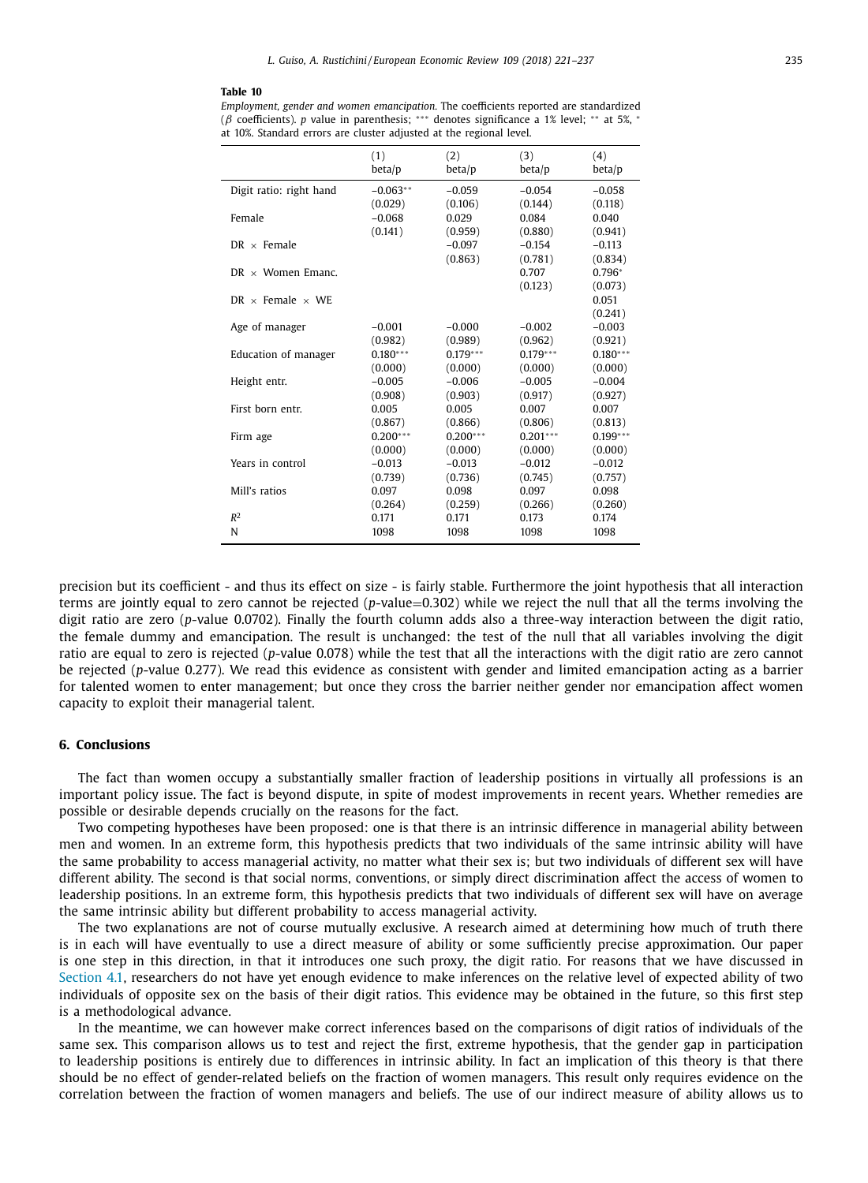**Table 10**

*Employment, gender and women emancipation.* The coefficients reported are standardized ($\beta$ coefficients). *p* value in parenthesis; *** denotes significance a 1% level; ** at 5%, * at 10%. Standard errors are cluster adjusted at the regional level.

| | (1) beta/p | (2) beta/p | (3) beta/p | (4) beta/p |
|---|---|---|---|---|
| Digit ratio: right hand | −0.063** | −0.059 | −0.054 | −0.058 |
| | (0.029) | (0.106) | (0.144) | (0.118) |
| Female | −0.068 | 0.029 | 0.084 | 0.040 |
| | (0.141) | (0.959) | (0.880) | (0.941) |
| DR × Female | | −0.097 | −0.154 | −0.113 |
| | | (0.863) | (0.781) | (0.834) |
| DR × Women Emanc. | | | 0.707 | 0.796* |
| | | | (0.123) | (0.073) |
| DR × Female × WE | | | | 0.051 |
| | | | | (0.241) |
| Age of manager | −0.001 | −0.000 | −0.002 | −0.003 |
| | (0.982) | (0.989) | (0.962) | (0.921) |
| Education of manager | 0.180*** | 0.179*** | 0.179*** | 0.180*** |
| | (0.000) | (0.000) | (0.000) | (0.000) |
| Height entr. | −0.005 | −0.006 | −0.005 | −0.004 |
| | (0.908) | (0.903) | (0.917) | (0.927) |
| First born entr. | 0.005 | 0.005 | 0.007 | 0.007 |
| | (0.867) | (0.866) | (0.806) | (0.813) |
| Firm age | 0.200*** | 0.200*** | 0.201*** | 0.199*** |
| | (0.000) | (0.000) | (0.000) | (0.000) |
| Years in control | −0.013 | −0.013 | −0.012 | −0.012 |
| | (0.739) | (0.736) | (0.745) | (0.757) |
| Mill's ratios | 0.097 | 0.098 | 0.097 | 0.098 |
| | (0.264) | (0.259) | (0.266) | (0.260) |
| $R^2$ | 0.171 | 0.171 | 0.173 | 0.174 |
| N | 1098 | 1098 | 1098 | 1098 |

precision but its coefficient - and thus its effect on size - is fairly stable. Furthermore the joint hypothesis that all interaction terms are jointly equal to zero cannot be rejected (*p*-value=0.302) while we reject the null that all the terms involving the digit ratio are zero (*p*-value 0.0702). Finally the fourth column adds also a three-way interaction between the digit ratio, the female dummy and emancipation. The result is unchanged: the test of the null that all variables involving the digit ratio are equal to zero is rejected (*p*-value 0.078) while the test that all the interactions with the digit ratio are zero cannot be rejected (*p*-value 0.277). We read this evidence as consistent with gender and limited emancipation acting as a barrier for talented women to enter management; but once they cross the barrier neither gender nor emancipation affect women capacity to exploit their managerial talent.

## 6. Conclusions

The fact than women occupy a substantially smaller fraction of leadership positions in virtually all professions is an important policy issue. The fact is beyond dispute, in spite of modest improvements in recent years. Whether remedies are possible or desirable depends crucially on the reasons for the fact.

Two competing hypotheses have been proposed: one is that there is an intrinsic difference in managerial ability between men and women. In an extreme form, this hypothesis predicts that two individuals of the same intrinsic ability will have the same probability to access managerial activity, no matter what their sex is; but two individuals of different sex will have different ability. The second is that social norms, conventions, or simply direct discrimination affect the access of women to leadership positions. In an extreme form, this hypothesis predicts that two individuals of different sex will have on average the same intrinsic ability but different probability to access managerial activity.

The two explanations are not of course mutually exclusive. A research aimed at determining how much of truth there is in each will have eventually to use a direct measure of ability or some sufficiently precise approximation. Our paper is one step in this direction, in that it introduces one such proxy, the digit ratio. For reasons that we have discussed in Section 4.1, researchers do not have yet enough evidence to make inferences on the relative level of expected ability of two individuals of opposite sex on the basis of their digit ratios. This evidence may be obtained in the future, so this first step is a methodological advance.

In the meantime, we can however make correct inferences based on the comparisons of digit ratios of individuals of the same sex. This comparison allows us to test and reject the first, extreme hypothesis, that the gender gap in participation to leadership positions is entirely due to differences in intrinsic ability. In fact an implication of this theory is that there should be no effect of gender-related beliefs on the fraction of women managers. This result only requires evidence on the correlation between the fraction of women managers and beliefs. The use of our indirect measure of ability allows us to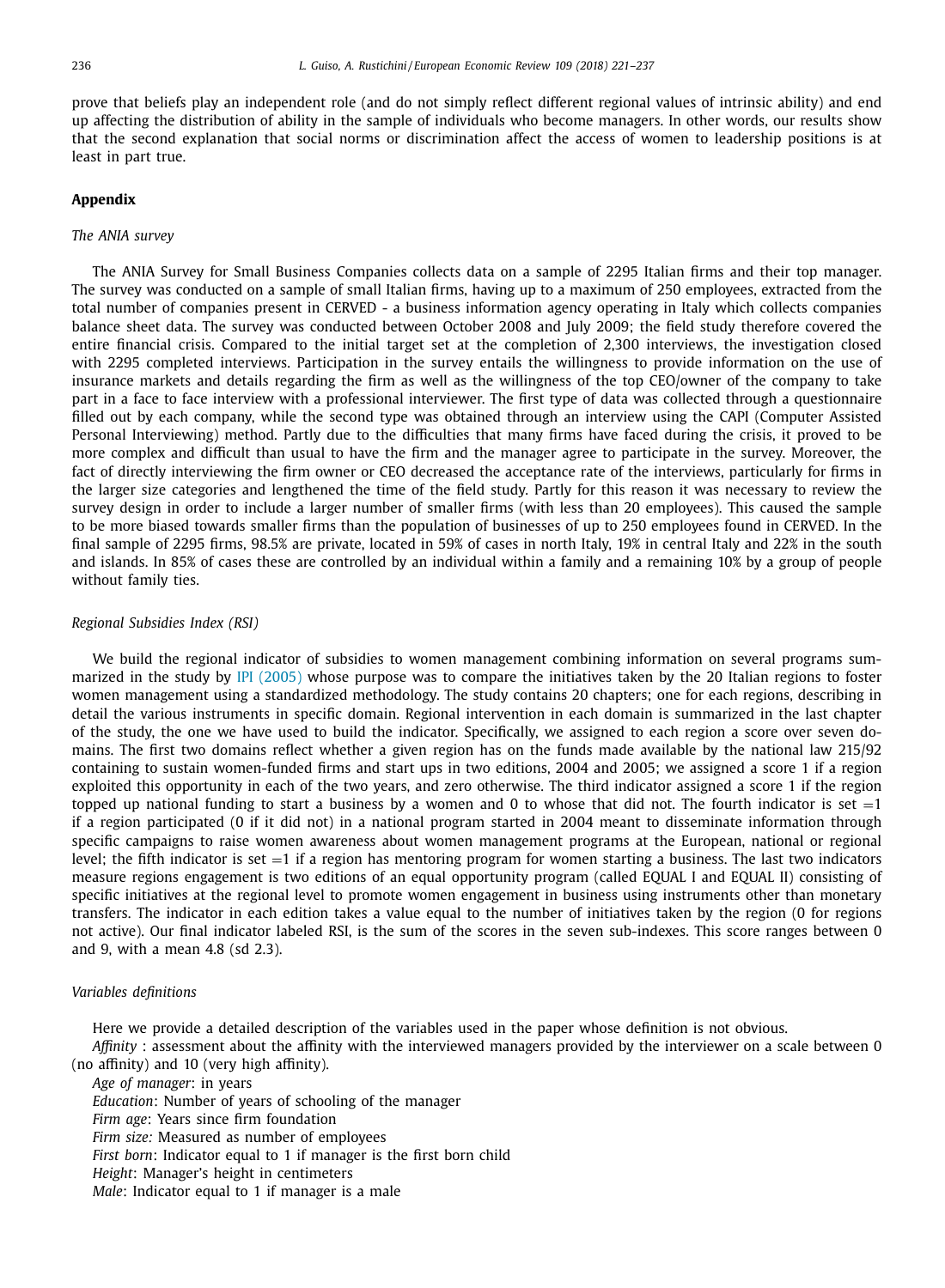prove that beliefs play an independent role (and do not simply reflect different regional values of intrinsic ability) and end up affecting the distribution of ability in the sample of individuals who become managers. In other words, our results show that the second explanation that social norms or discrimination affect the access of women to leadership positions is at least in part true.

## Appendix

### *The ANIA survey*

The ANIA Survey for Small Business Companies collects data on a sample of 2295 Italian firms and their top manager. The survey was conducted on a sample of small Italian firms, having up to a maximum of 250 employees, extracted from the total number of companies present in CERVED - a business information agency operating in Italy which collects companies balance sheet data. The survey was conducted between October 2008 and July 2009; the field study therefore covered the entire financial crisis. Compared to the initial target set at the completion of 2,300 interviews, the investigation closed with 2295 completed interviews. Participation in the survey entails the willingness to provide information on the use of insurance markets and details regarding the firm as well as the willingness of the top CEO/owner of the company to take part in a face to face interview with a professional interviewer. The first type of data was collected through a questionnaire filled out by each company, while the second type was obtained through an interview using the CAPI (Computer Assisted Personal Interviewing) method. Partly due to the difficulties that many firms have faced during the crisis, it proved to be more complex and difficult than usual to have the firm and the manager agree to participate in the survey. Moreover, the fact of directly interviewing the firm owner or CEO decreased the acceptance rate of the interviews, particularly for firms in the larger size categories and lengthened the time of the field study. Partly for this reason it was necessary to review the survey design in order to include a larger number of smaller firms (with less than 20 employees). This caused the sample to be more biased towards smaller firms than the population of businesses of up to 250 employees found in CERVED. In the final sample of 2295 firms, 98.5% are private, located in 59% of cases in north Italy, 19% in central Italy and 22% in the south and islands. In 85% of cases these are controlled by an individual within a family and a remaining 10% by a group of people without family ties.

### *Regional Subsidies Index (RSI)*

We build the regional indicator of subsidies to women management combining information on several programs summarized in the study by IPI (2005) whose purpose was to compare the initiatives taken by the 20 Italian regions to foster women management using a standardized methodology. The study contains 20 chapters; one for each regions, describing in detail the various instruments in specific domain. Regional intervention in each domain is summarized in the last chapter of the study, the one we have used to build the indicator. Specifically, we assigned to each region a score over seven domains. The first two domains reflect whether a given region has on the funds made available by the national law 215/92 containing to sustain women-funded firms and start ups in two editions, 2004 and 2005; we assigned a score 1 if a region exploited this opportunity in each of the two years, and zero otherwise. The third indicator assigned a score 1 if the region topped up national funding to start a business by a women and 0 to whose that did not. The fourth indicator is set =1 if a region participated (0 if it did not) in a national program started in 2004 meant to disseminate information through specific campaigns to raise women awareness about women management programs at the European, national or regional level; the fifth indicator is set =1 if a region has mentoring program for women starting a business. The last two indicators measure regions engagement is two editions of an equal opportunity program (called EQUAL I and EQUAL II) consisting of specific initiatives at the regional level to promote women engagement in business using instruments other than monetary transfers. The indicator in each edition takes a value equal to the number of initiatives taken by the region (0 for regions not active). Our final indicator labeled RSI, is the sum of the scores in the seven sub-indexes. This score ranges between 0 and 9, with a mean 4.8 (sd 2.3).

### *Variables definitions*

Here we provide a detailed description of the variables used in the paper whose definition is not obvious.

*Affinity* : assessment about the affinity with the interviewed managers provided by the interviewer on a scale between 0 (no affinity) and 10 (very high affinity).

*Age of manager*: in years

*Education*: Number of years of schooling of the manager

*Firm age*: Years since firm foundation

*Firm size:* Measured as number of employees

*First born*: Indicator equal to 1 if manager is the first born child

*Height*: Manager's height in centimeters

*Male*: Indicator equal to 1 if manager is a male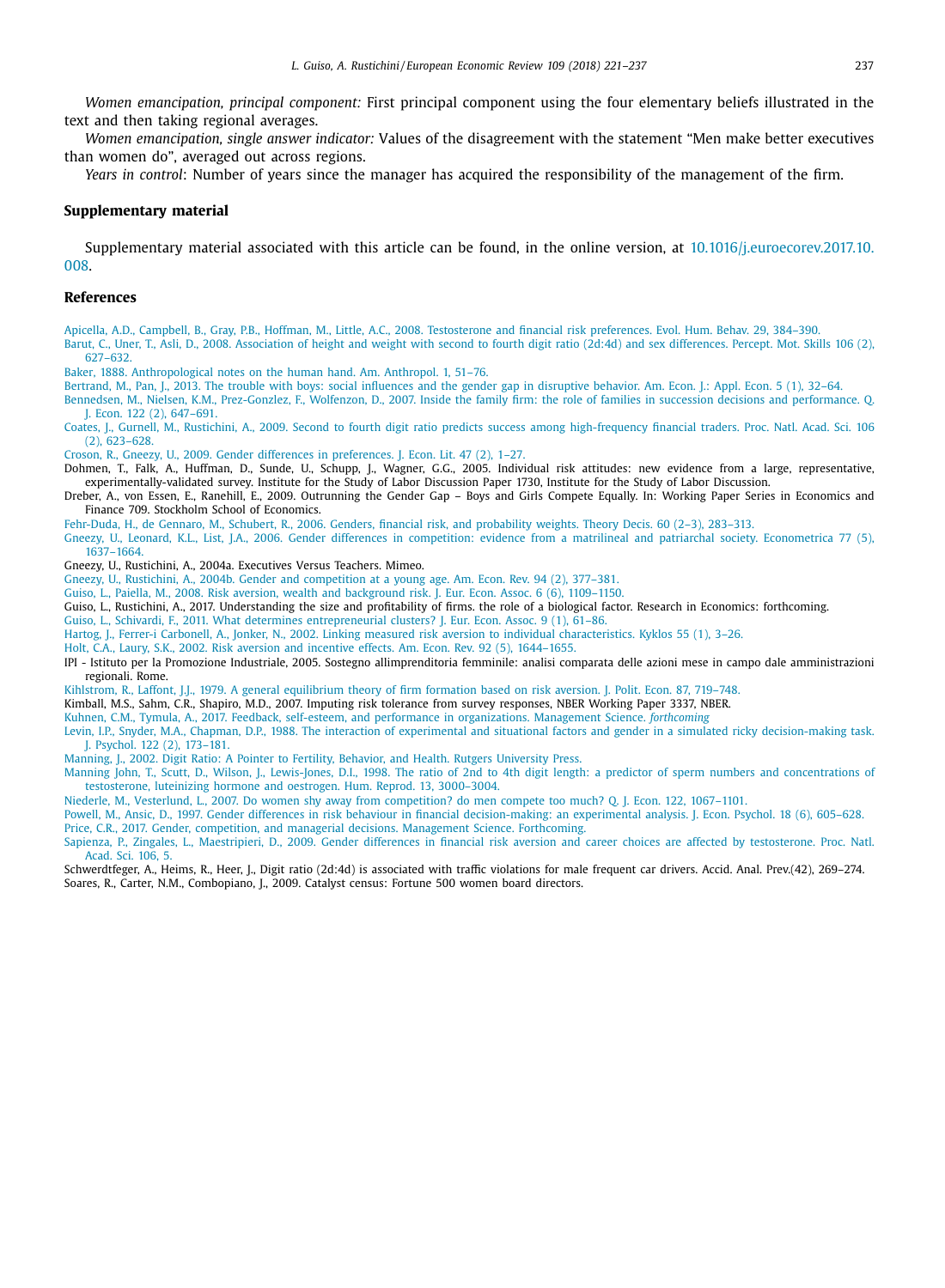*Women emancipation, principal component:* First principal component using the four elementary beliefs illustrated in the text and then taking regional averages.

*Women emancipation, single answer indicator:* Values of the disagreement with the statement "Men make better executives than women do", averaged out across regions.

*Years in control*: Number of years since the manager has acquired the responsibility of the management of the firm.

## Supplementary material

Supplementary material associated with this article can be found, in the online version, at 10.1016/j.euroecorev.2017.10.008.

## References

Apicella, A.D., Campbell, B., Gray, P.B., Hoffman, M., Little, A.C., 2008. Testosterone and financial risk preferences. Evol. Hum. Behav. 29, 384–390.

Barut, C., Uner, T., Asli, D., 2008. Association of height and weight with second to fourth digit ratio (2d:4d) and sex differences. Percept. Mot. Skills 106 (2), 627–632.

Baker, 1888. Anthropological notes on the human hand. Am. Anthropol. 1, 51–76.

Bertrand, M., Pan, J., 2013. The trouble with boys: social influences and the gender gap in disruptive behavior. Am. Econ. J.: Appl. Econ. 5 (1), 32–64.

Bennedsen, M., Nielsen, K.M., Prez-Gonzlez, F., Wolfenzon, D., 2007. Inside the family firm: the role of families in succession decisions and performance. Q. J. Econ. 122 (2), 647–691.

Coates, J., Gurnell, M., Rustichini, A., 2009. Second to fourth digit ratio predicts success among high-frequency financial traders. Proc. Natl. Acad. Sci. 106 (2), 623–628.

Croson, R., Gneezy, U., 2009. Gender differences in preferences. J. Econ. Lit. 47 (2), 1–27.

Dohmen, T., Falk, A., Huffman, D., Sunde, U., Schupp, J., Wagner, G.G., 2005. Individual risk attitudes: new evidence from a large, representative, experimentally-validated survey. Institute for the Study of Labor Discussion Paper 1730, Institute for the Study of Labor Discussion.

Dreber, A., von Essen, E., Ranehill, E., 2009. Outrunning the Gender Gap – Boys and Girls Compete Equally. In: Working Paper Series in Economics and Finance 709. Stockholm School of Economics.

Fehr-Duda, H., de Gennaro, M., Schubert, R., 2006. Genders, financial risk, and probability weights. Theory Decis. 60 (2–3), 283–313.

Gneezy, U., Leonard, K.L., List, J.A., 2006. Gender differences in competition: evidence from a matrilineal and patriarchal society. Econometrica 77 (5), 1637–1664.

Gneezy, U., Rustichini, A., 2004a. Executives Versus Teachers. Mimeo.

Gneezy, U., Rustichini, A., 2004b. Gender and competition at a young age. Am. Econ. Rev. 94 (2), 377–381.

Guiso, L., Paiella, M., 2008. Risk aversion, wealth and background risk. J. Eur. Econ. Assoc. 6 (6), 1109–1150.

Guiso, L., Rustichini, A., 2017. Understanding the size and profitability of firms. the role of a biological factor. Research in Economics: forthcoming.

Guiso, L., Schivardi, F., 2011. What determines entrepreneurial clusters? J. Eur. Econ. Assoc. 9 (1), 61–86.

Hartog, J., Ferrer-i Carbonell, A., Jonker, N., 2002. Linking measured risk aversion to individual characteristics. Kyklos 55 (1), 3–26.

Holt, C.A., Laury, S.K., 2002. Risk aversion and incentive effects. Am. Econ. Rev. 92 (5), 1644–1655.

IPI - Istituto per la Promozione Industriale, 2005. Sostegno allimprenditoria femminile: analisi comparata delle azioni mese in campo dale amministrazioni regionali. Rome.

Kihlstrom, R., Laffont, J.J., 1979. A general equilibrium theory of firm formation based on risk aversion. J. Polit. Econ. 87, 719–748.

Kimball, M.S., Sahm, C.R., Shapiro, M.D., 2007. Imputing risk tolerance from survey responses, NBER Working Paper 3337, NBER.

Kuhnen, C.M., Tymula, A., 2017. Feedback, self-esteem, and performance in organizations. Management Science. *forthcoming*

Levin, I.P., Snyder, M.A., Chapman, D.P., 1988. The interaction of experimental and situational factors and gender in a simulated ricky decision-making task. J. Psychol. 122 (2), 173–181.

Manning, J., 2002. Digit Ratio: A Pointer to Fertility, Behavior, and Health. Rutgers University Press.

Manning John, T., Scutt, D., Wilson, J., Lewis-Jones, D.I., 1998. The ratio of 2nd to 4th digit length: a predictor of sperm numbers and concentrations of testosterone, luteinizing hormone and oestrogen. Hum. Reprod. 13, 3000–3004.

Niederle, M., Vesterlund, L., 2007. Do women shy away from competition? do men compete too much? Q. J. Econ. 122, 1067–1101.

Powell, M., Ansic, D., 1997. Gender differences in risk behaviour in financial decision-making: an experimental analysis. J. Econ. Psychol. 18 (6), 605–628.

Price, C.R., 2017. Gender, competition, and managerial decisions. Management Science. Forthcoming.

Sapienza, P., Zingales, L., Maestripieri, D., 2009. Gender differences in financial risk aversion and career choices are affected by testosterone. Proc. Natl. Acad. Sci. 106, 5.

Schwerdtfeger, A., Heims, R., Heer, J., Digit ratio (2d:4d) is associated with traffic violations for male frequent car drivers. Accid. Anal. Prev.(42), 269–274.

Soares, R., Carter, N.M., Combopiano, J., 2009. Catalyst census: Fortune 500 women board directors.